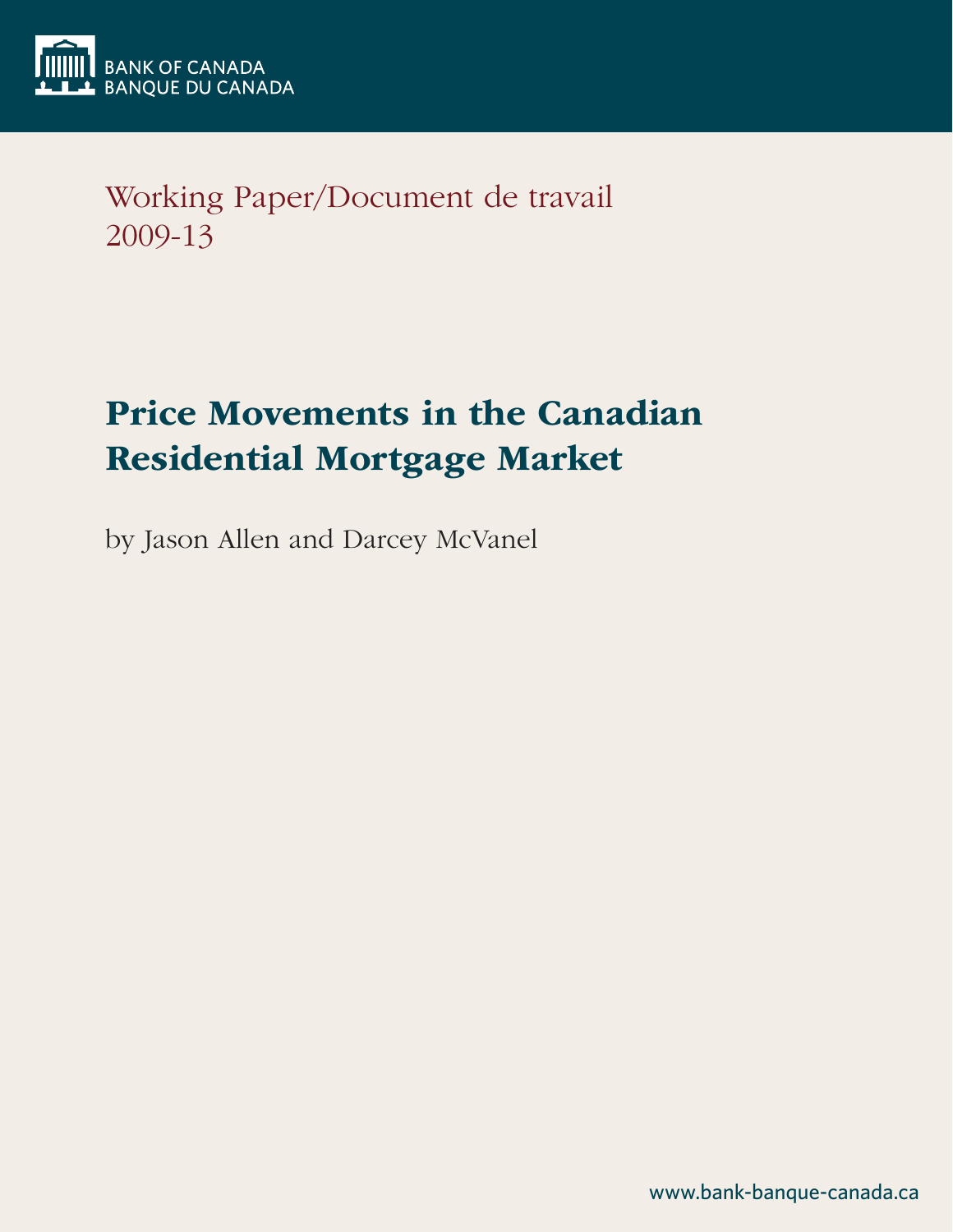BANK OF CANADA
BANQUE DU CANADA

Working Paper/Document de travail
2009-13

# Price Movements in the Canadian Residential Mortgage Market

by Jason Allen and Darcey McVanel

www.bank-banque-canada.ca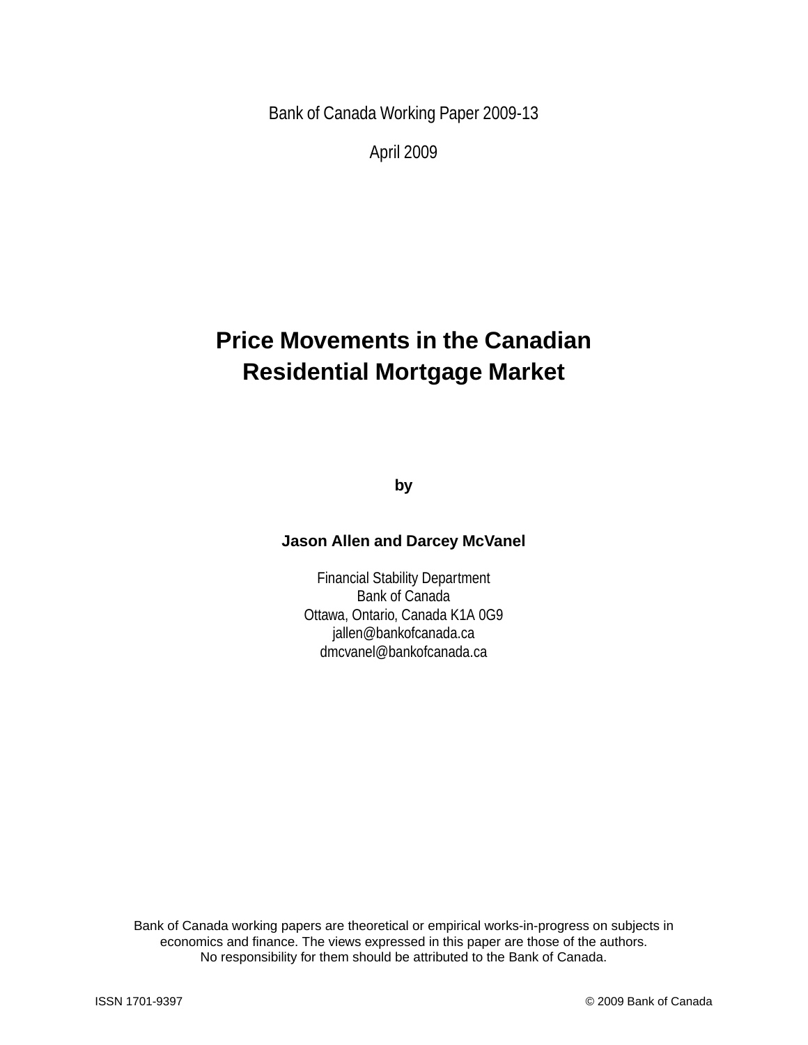Bank of Canada Working Paper 2009-13

April 2009

# Price Movements in the Canadian Residential Mortgage Market

by

**Jason Allen and Darcey McVanel**

Financial Stability Department
Bank of Canada
Ottawa, Ontario, Canada K1A 0G9
jallen@bankofcanada.ca
dmcvanel@bankofcanada.ca

Bank of Canada working papers are theoretical or empirical works-in-progress on subjects in economics and finance. The views expressed in this paper are those of the authors. No responsibility for them should be attributed to the Bank of Canada.

ISSN 1701-9397

© 2009 Bank of Canada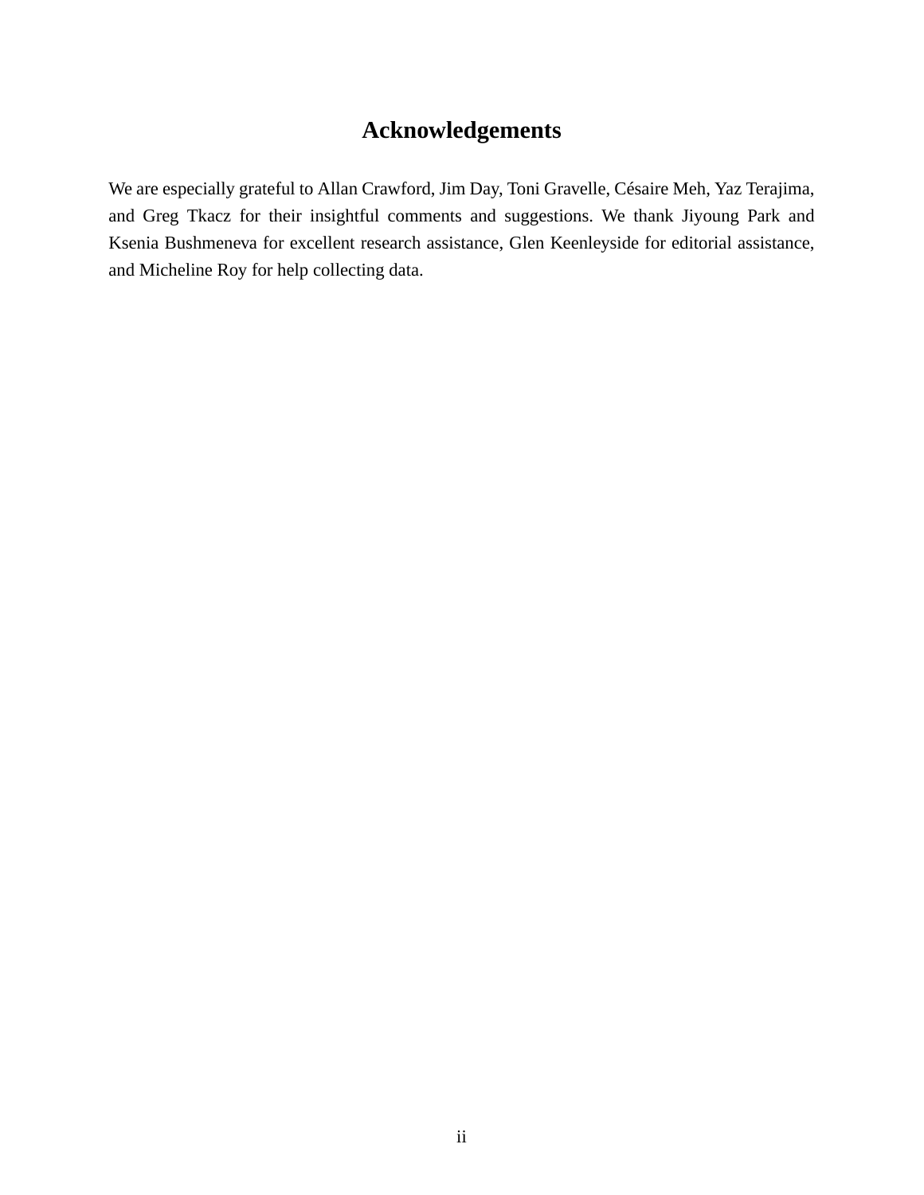# Acknowledgements

We are especially grateful to Allan Crawford, Jim Day, Toni Gravelle, Césaire Meh, Yaz Terajima, and Greg Tkacz for their insightful comments and suggestions. We thank Jiyoung Park and Ksenia Bushmeneva for excellent research assistance, Glen Keenleyside for editorial assistance, and Micheline Roy for help collecting data.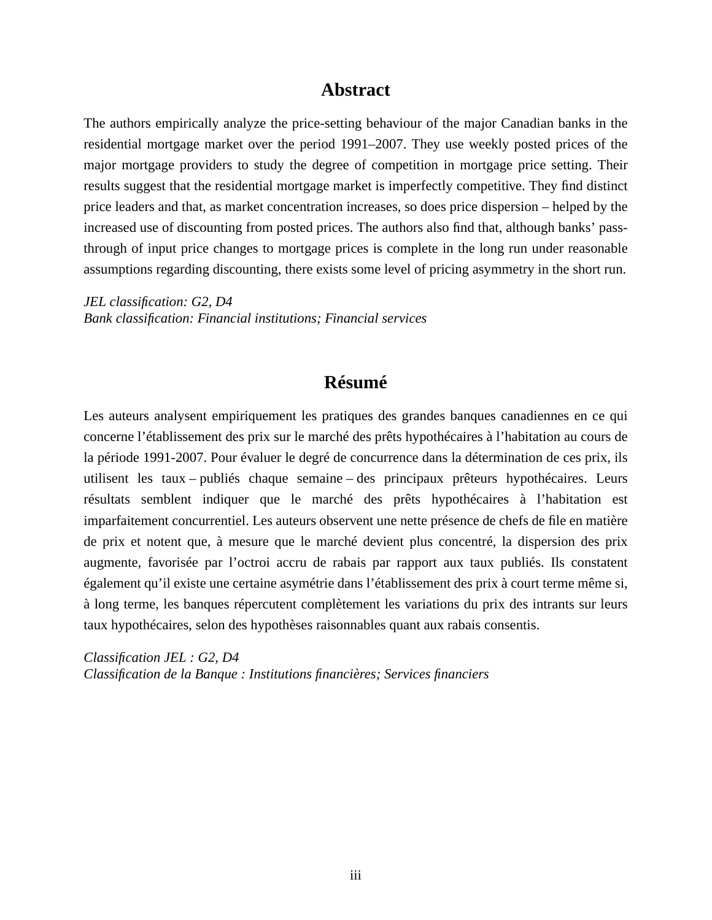## Abstract

The authors empirically analyze the price-setting behaviour of the major Canadian banks in the residential mortgage market over the period 1991–2007. They use weekly posted prices of the major mortgage providers to study the degree of competition in mortgage price setting. Their results suggest that the residential mortgage market is imperfectly competitive. They find distinct price leaders and that, as market concentration increases, so does price dispersion – helped by the increased use of discounting from posted prices. The authors also find that, although banks' pass-through of input price changes to mortgage prices is complete in the long run under reasonable assumptions regarding discounting, there exists some level of pricing asymmetry in the short run.

*JEL classification: G2, D4*
*Bank classification: Financial institutions; Financial services*

## Résumé

Les auteurs analysent empiriquement les pratiques des grandes banques canadiennes en ce qui concerne l'établissement des prix sur le marché des prêts hypothécaires à l'habitation au cours de la période 1991-2007. Pour évaluer le degré de concurrence dans la détermination de ces prix, ils utilisent les taux – publiés chaque semaine – des principaux prêteurs hypothécaires. Leurs résultats semblent indiquer que le marché des prêts hypothécaires à l'habitation est imparfaitement concurrentiel. Les auteurs observent une nette présence de chefs de file en matière de prix et notent que, à mesure que le marché devient plus concentré, la dispersion des prix augmente, favorisée par l'octroi accru de rabais par rapport aux taux publiés. Ils constatent également qu'il existe une certaine asymétrie dans l'établissement des prix à court terme même si, à long terme, les banques répercutent complètement les variations du prix des intrants sur leurs taux hypothécaires, selon des hypothèses raisonnables quant aux rabais consentis.

*Classification JEL : G2, D4*
*Classification de la Banque : Institutions financières; Services financiers*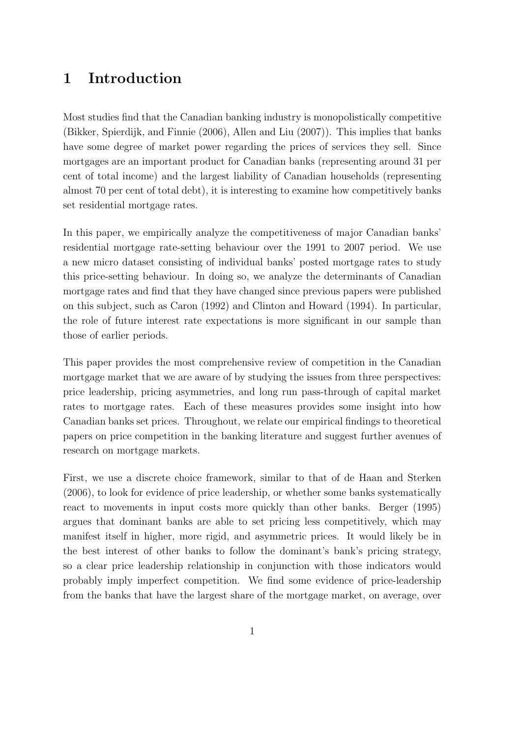# 1 Introduction

Most studies find that the Canadian banking industry is monopolistically competitive (Bikker, Spierdijk, and Finnie (2006), Allen and Liu (2007)). This implies that banks have some degree of market power regarding the prices of services they sell. Since mortgages are an important product for Canadian banks (representing around 31 per cent of total income) and the largest liability of Canadian households (representing almost 70 per cent of total debt), it is interesting to examine how competitively banks set residential mortgage rates.

In this paper, we empirically analyze the competitiveness of major Canadian banks' residential mortgage rate-setting behaviour over the 1991 to 2007 period. We use a new micro dataset consisting of individual banks' posted mortgage rates to study this price-setting behaviour. In doing so, we analyze the determinants of Canadian mortgage rates and find that they have changed since previous papers were published on this subject, such as Caron (1992) and Clinton and Howard (1994). In particular, the role of future interest rate expectations is more significant in our sample than those of earlier periods.

This paper provides the most comprehensive review of competition in the Canadian mortgage market that we are aware of by studying the issues from three perspectives: price leadership, pricing asymmetries, and long run pass-through of capital market rates to mortgage rates. Each of these measures provides some insight into how Canadian banks set prices. Throughout, we relate our empirical findings to theoretical papers on price competition in the banking literature and suggest further avenues of research on mortgage markets.

First, we use a discrete choice framework, similar to that of de Haan and Sterken (2006), to look for evidence of price leadership, or whether some banks systematically react to movements in input costs more quickly than other banks. Berger (1995) argues that dominant banks are able to set pricing less competitively, which may manifest itself in higher, more rigid, and asymmetric prices. It would likely be in the best interest of other banks to follow the dominant's bank's pricing strategy, so a clear price leadership relationship in conjunction with those indicators would probably imply imperfect competition. We find some evidence of price-leadership from the banks that have the largest share of the mortgage market, on average, over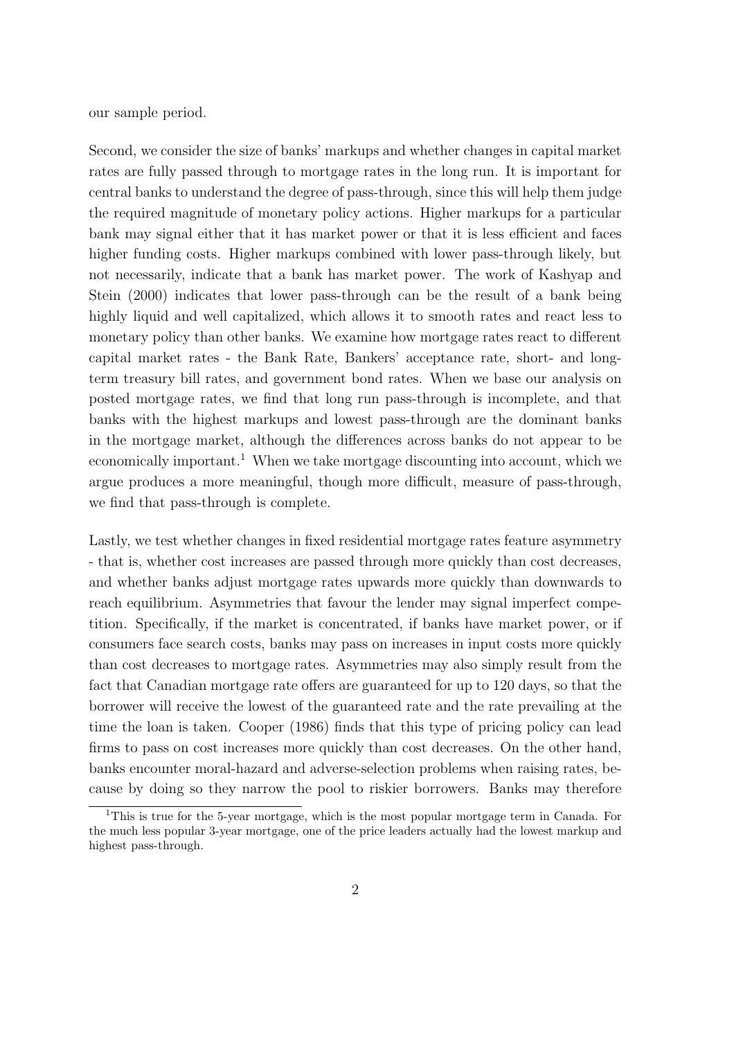our sample period.

Second, we consider the size of banks' markups and whether changes in capital market rates are fully passed through to mortgage rates in the long run. It is important for central banks to understand the degree of pass-through, since this will help them judge the required magnitude of monetary policy actions. Higher markups for a particular bank may signal either that it has market power or that it is less efficient and faces higher funding costs. Higher markups combined with lower pass-through likely, but not necessarily, indicate that a bank has market power. The work of Kashyap and Stein (2000) indicates that lower pass-through can be the result of a bank being highly liquid and well capitalized, which allows it to smooth rates and react less to monetary policy than other banks. We examine how mortgage rates react to different capital market rates - the Bank Rate, Bankers' acceptance rate, short- and long-term treasury bill rates, and government bond rates. When we base our analysis on posted mortgage rates, we find that long run pass-through is incomplete, and that banks with the highest markups and lowest pass-through are the dominant banks in the mortgage market, although the differences across banks do not appear to be economically important.[1] When we take mortgage discounting into account, which we argue produces a more meaningful, though more difficult, measure of pass-through, we find that pass-through is complete.

Lastly, we test whether changes in fixed residential mortgage rates feature asymmetry - that is, whether cost increases are passed through more quickly than cost decreases, and whether banks adjust mortgage rates upwards more quickly than downwards to reach equilibrium. Asymmetries that favour the lender may signal imperfect competition. Specifically, if the market is concentrated, if banks have market power, or if consumers face search costs, banks may pass on increases in input costs more quickly than cost decreases to mortgage rates. Asymmetries may also simply result from the fact that Canadian mortgage rate offers are guaranteed for up to 120 days, so that the borrower will receive the lowest of the guaranteed rate and the rate prevailing at the time the loan is taken. Cooper (1986) finds that this type of pricing policy can lead firms to pass on cost increases more quickly than cost decreases. On the other hand, banks encounter moral-hazard and adverse-selection problems when raising rates, because by doing so they narrow the pool to riskier borrowers. Banks may therefore

[1] This is true for the 5-year mortgage, which is the most popular mortgage term in Canada. For the much less popular 3-year mortgage, one of the price leaders actually had the lowest markup and highest pass-through.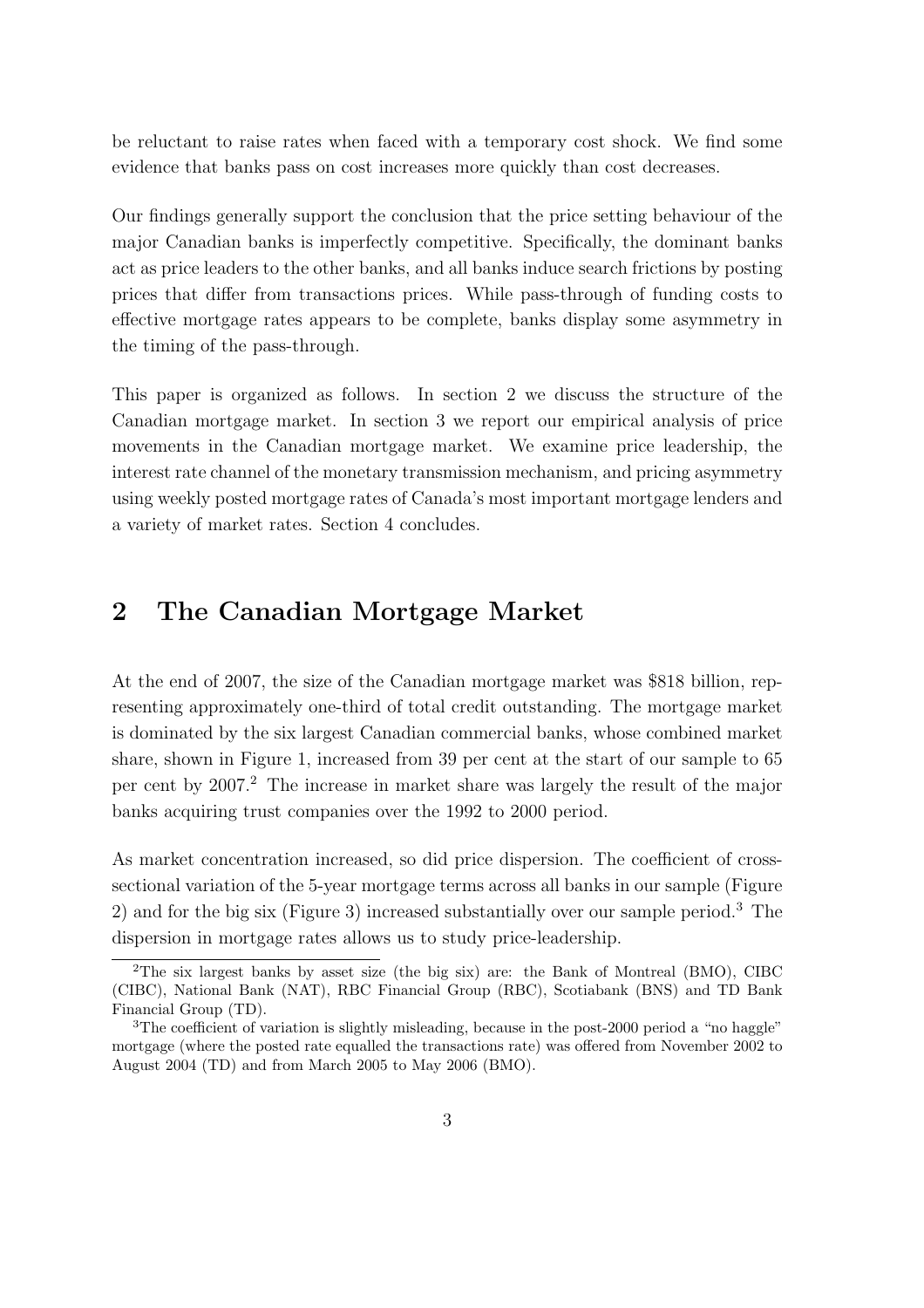be reluctant to raise rates when faced with a temporary cost shock. We find some evidence that banks pass on cost increases more quickly than cost decreases.

Our findings generally support the conclusion that the price setting behaviour of the major Canadian banks is imperfectly competitive. Specifically, the dominant banks act as price leaders to the other banks, and all banks induce search frictions by posting prices that differ from transactions prices. While pass-through of funding costs to effective mortgage rates appears to be complete, banks display some asymmetry in the timing of the pass-through.

This paper is organized as follows. In section 2 we discuss the structure of the Canadian mortgage market. In section 3 we report our empirical analysis of price movements in the Canadian mortgage market. We examine price leadership, the interest rate channel of the monetary transmission mechanism, and pricing asymmetry using weekly posted mortgage rates of Canada's most important mortgage lenders and a variety of market rates. Section 4 concludes.

## 2 The Canadian Mortgage Market

At the end of 2007, the size of the Canadian mortgage market was $818 billion, representing approximately one-third of total credit outstanding. The mortgage market is dominated by the six largest Canadian commercial banks, whose combined market share, shown in Figure 1, increased from 39 per cent at the start of our sample to 65 per cent by 2007.[2] The increase in market share was largely the result of the major banks acquiring trust companies over the 1992 to 2000 period.

As market concentration increased, so did price dispersion. The coefficient of cross-sectional variation of the 5-year mortgage terms across all banks in our sample (Figure 2) and for the big six (Figure 3) increased substantially over our sample period.[3] The dispersion in mortgage rates allows us to study price-leadership.

[2] The six largest banks by asset size (the big six) are: the Bank of Montreal (BMO), CIBC (CIBC), National Bank (NAT), RBC Financial Group (RBC), Scotiabank (BNS) and TD Bank Financial Group (TD).

[3] The coefficient of variation is slightly misleading, because in the post-2000 period a "no haggle" mortgage (where the posted rate equalled the transactions rate) was offered from November 2002 to August 2004 (TD) and from March 2005 to May 2006 (BMO).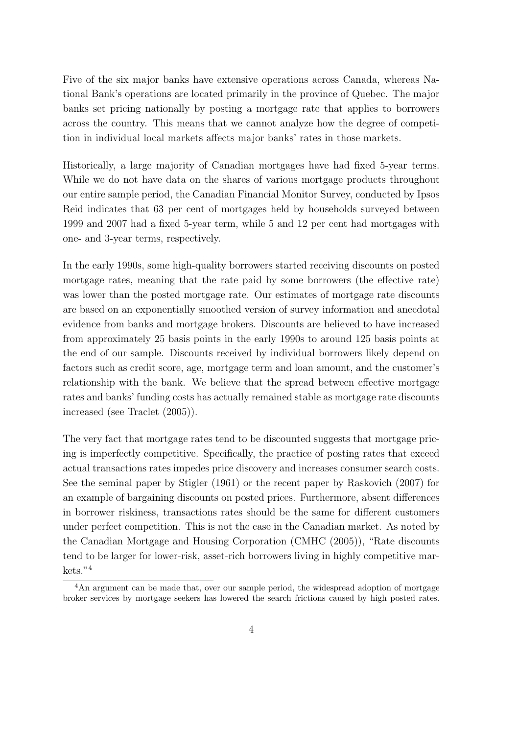Five of the six major banks have extensive operations across Canada, whereas National Bank's operations are located primarily in the province of Quebec. The major banks set pricing nationally by posting a mortgage rate that applies to borrowers across the country. This means that we cannot analyze how the degree of competition in individual local markets affects major banks' rates in those markets.

Historically, a large majority of Canadian mortgages have had fixed 5-year terms. While we do not have data on the shares of various mortgage products throughout our entire sample period, the Canadian Financial Monitor Survey, conducted by Ipsos Reid indicates that 63 per cent of mortgages held by households surveyed between 1999 and 2007 had a fixed 5-year term, while 5 and 12 per cent had mortgages with one- and 3-year terms, respectively.

In the early 1990s, some high-quality borrowers started receiving discounts on posted mortgage rates, meaning that the rate paid by some borrowers (the effective rate) was lower than the posted mortgage rate. Our estimates of mortgage rate discounts are based on an exponentially smoothed version of survey information and anecdotal evidence from banks and mortgage brokers. Discounts are believed to have increased from approximately 25 basis points in the early 1990s to around 125 basis points at the end of our sample. Discounts received by individual borrowers likely depend on factors such as credit score, age, mortgage term and loan amount, and the customer's relationship with the bank. We believe that the spread between effective mortgage rates and banks' funding costs has actually remained stable as mortgage rate discounts increased (see Traclet (2005)).

The very fact that mortgage rates tend to be discounted suggests that mortgage pricing is imperfectly competitive. Specifically, the practice of posting rates that exceed actual transactions rates impedes price discovery and increases consumer search costs. See the seminal paper by Stigler (1961) or the recent paper by Raskovich (2007) for an example of bargaining discounts on posted prices. Furthermore, absent differences in borrower riskiness, transactions rates should be the same for different customers under perfect competition. This is not the case in the Canadian market. As noted by the Canadian Mortgage and Housing Corporation (CMHC (2005)), "Rate discounts tend to be larger for lower-risk, asset-rich borrowers living in highly competitive markets."[4]

[4] An argument can be made that, over our sample period, the widespread adoption of mortgage broker services by mortgage seekers has lowered the search frictions caused by high posted rates.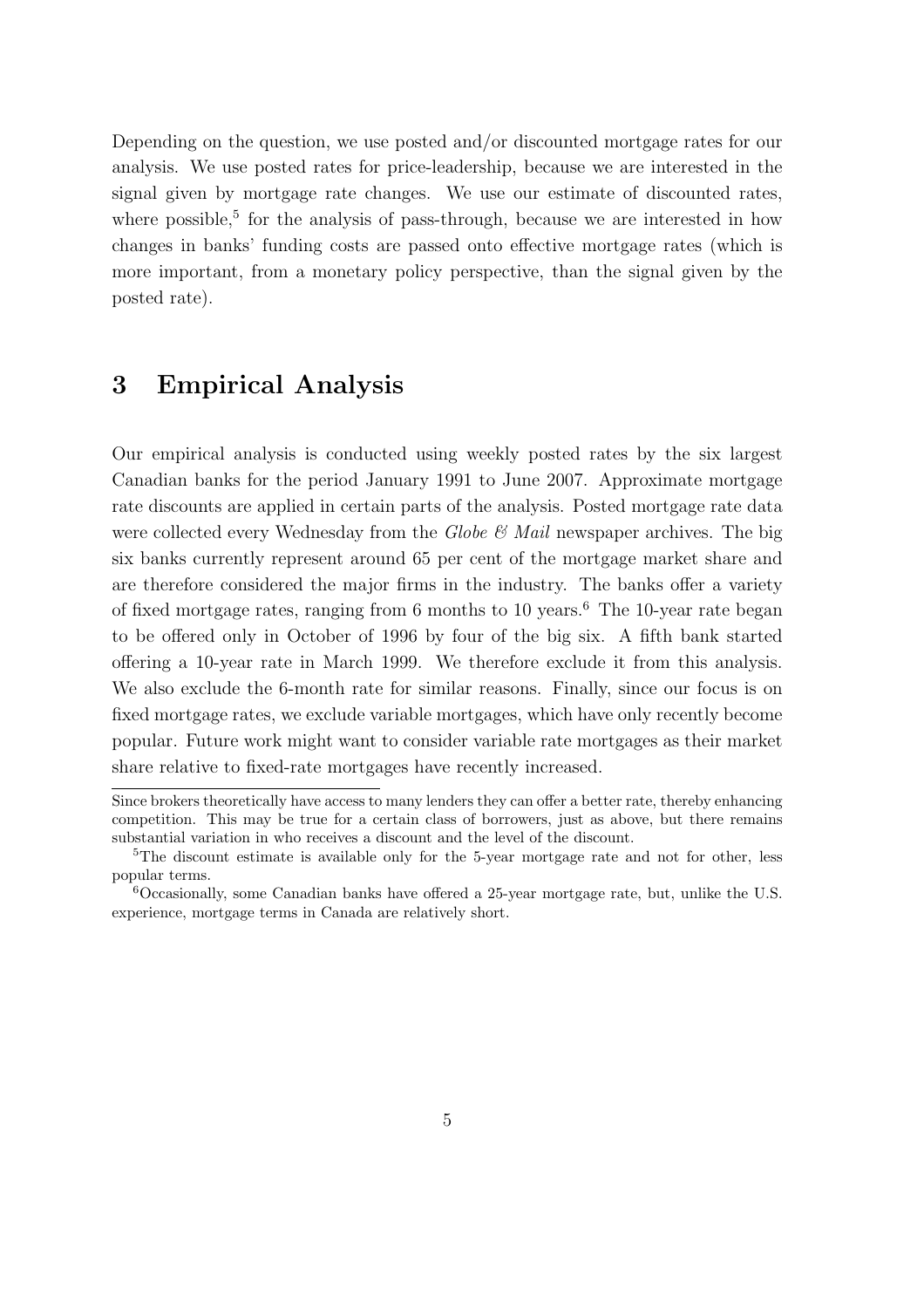Depending on the question, we use posted and/or discounted mortgage rates for our analysis. We use posted rates for price-leadership, because we are interested in the signal given by mortgage rate changes. We use our estimate of discounted rates, where possible,[5] for the analysis of pass-through, because we are interested in how changes in banks' funding costs are passed onto effective mortgage rates (which is more important, from a monetary policy perspective, than the signal given by the posted rate).

## 3 Empirical Analysis

Our empirical analysis is conducted using weekly posted rates by the six largest Canadian banks for the period January 1991 to June 2007. Approximate mortgage rate discounts are applied in certain parts of the analysis. Posted mortgage rate data were collected every Wednesday from the *Globe & Mail* newspaper archives. The big six banks currently represent around 65 per cent of the mortgage market share and are therefore considered the major firms in the industry. The banks offer a variety of fixed mortgage rates, ranging from 6 months to 10 years.[6] The 10-year rate began to be offered only in October of 1996 by four of the big six. A fifth bank started offering a 10-year rate in March 1999. We therefore exclude it from this analysis. We also exclude the 6-month rate for similar reasons. Finally, since our focus is on fixed mortgage rates, we exclude variable mortgages, which have only recently become popular. Future work might want to consider variable rate mortgages as their market share relative to fixed-rate mortgages have recently increased.

---

Since brokers theoretically have access to many lenders they can offer a better rate, thereby enhancing competition. This may be true for a certain class of borrowers, just as above, but there remains substantial variation in who receives a discount and the level of the discount.

[5]The discount estimate is available only for the 5-year mortgage rate and not for other, less popular terms.

[6]Occasionally, some Canadian banks have offered a 25-year mortgage rate, but, unlike the U.S. experience, mortgage terms in Canada are relatively short.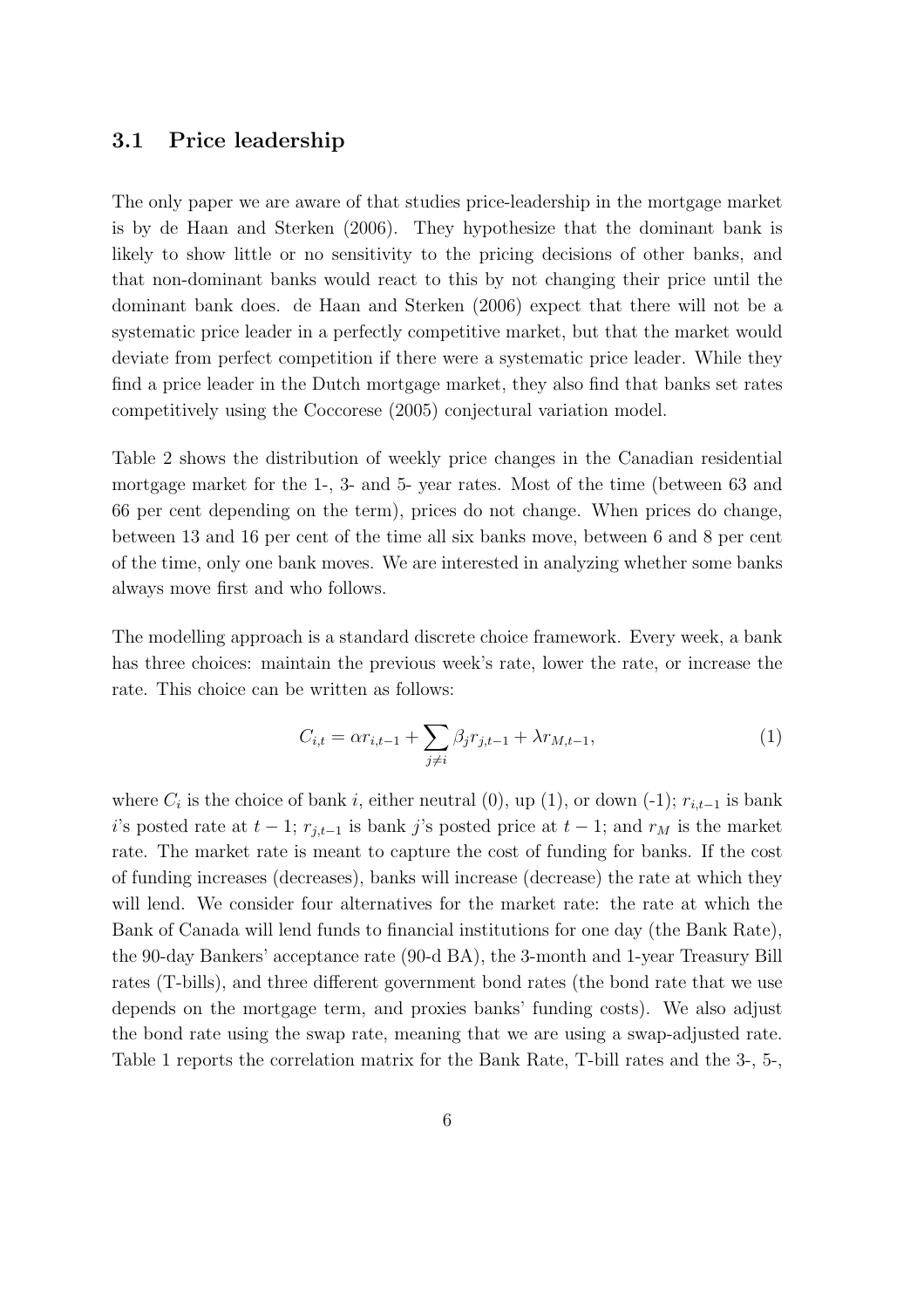### 3.1 Price leadership

The only paper we are aware of that studies price-leadership in the mortgage market is by de Haan and Sterken (2006). They hypothesize that the dominant bank is likely to show little or no sensitivity to the pricing decisions of other banks, and that non-dominant banks would react to this by not changing their price until the dominant bank does. de Haan and Sterken (2006) expect that there will not be a systematic price leader in a perfectly competitive market, but that the market would deviate from perfect competition if there were a systematic price leader. While they find a price leader in the Dutch mortgage market, they also find that banks set rates competitively using the Coccorese (2005) conjectural variation model.

Table 2 shows the distribution of weekly price changes in the Canadian residential mortgage market for the 1-, 3- and 5- year rates. Most of the time (between 63 and 66 per cent depending on the term), prices do not change. When prices do change, between 13 and 16 per cent of the time all six banks move, between 6 and 8 per cent of the time, only one bank moves. We are interested in analyzing whether some banks always move first and who follows.

The modelling approach is a standard discrete choice framework. Every week, a bank has three choices: maintain the previous week's rate, lower the rate, or increase the rate. This choice can be written as follows:

$$C_{i,t} = \alpha r_{i,t-1} + \sum_{j \neq i} \beta_j r_{j,t-1} + \lambda r_{M,t-1}, \tag{1}$$

where $C_i$ is the choice of bank $i$, either neutral (0), up (1), or down (-1); $r_{i,t-1}$ is bank $i$'s posted rate at $t-1$; $r_{j,t-1}$ is bank $j$'s posted price at $t-1$; and $r_M$ is the market rate. The market rate is meant to capture the cost of funding for banks. If the cost of funding increases (decreases), banks will increase (decrease) the rate at which they will lend. We consider four alternatives for the market rate: the rate at which the Bank of Canada will lend funds to financial institutions for one day (the Bank Rate), the 90-day Bankers' acceptance rate (90-d BA), the 3-month and 1-year Treasury Bill rates (T-bills), and three different government bond rates (the bond rate that we use depends on the mortgage term, and proxies banks' funding costs). We also adjust the bond rate using the swap rate, meaning that we are using a swap-adjusted rate. Table 1 reports the correlation matrix for the Bank Rate, T-bill rates and the 3-, 5-,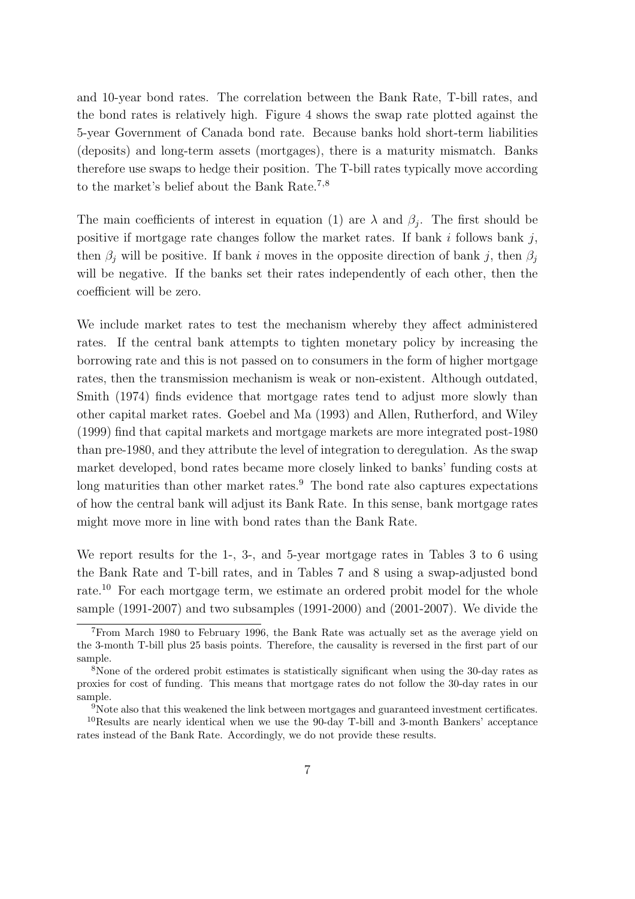and 10-year bond rates. The correlation between the Bank Rate, T-bill rates, and the bond rates is relatively high. Figure 4 shows the swap rate plotted against the 5-year Government of Canada bond rate. Because banks hold short-term liabilities (deposits) and long-term assets (mortgages), there is a maturity mismatch. Banks therefore use swaps to hedge their position. The T-bill rates typically move according to the market's belief about the Bank Rate.[7,8]

The main coefficients of interest in equation (1) are $\lambda$ and $\beta_j$. The first should be positive if mortgage rate changes follow the market rates. If bank $i$ follows bank $j$, then $\beta_j$ will be positive. If bank $i$ moves in the opposite direction of bank $j$, then $\beta_j$ will be negative. If the banks set their rates independently of each other, then the coefficient will be zero.

We include market rates to test the mechanism whereby they affect administered rates. If the central bank attempts to tighten monetary policy by increasing the borrowing rate and this is not passed on to consumers in the form of higher mortgage rates, then the transmission mechanism is weak or non-existent. Although outdated, Smith (1974) finds evidence that mortgage rates tend to adjust more slowly than other capital market rates. Goebel and Ma (1993) and Allen, Rutherford, and Wiley (1999) find that capital markets and mortgage markets are more integrated post-1980 than pre-1980, and they attribute the level of integration to deregulation. As the swap market developed, bond rates became more closely linked to banks' funding costs at long maturities than other market rates.[9] The bond rate also captures expectations of how the central bank will adjust its Bank Rate. In this sense, bank mortgage rates might move more in line with bond rates than the Bank Rate.

We report results for the 1-, 3-, and 5-year mortgage rates in Tables 3 to 6 using the Bank Rate and T-bill rates, and in Tables 7 and 8 using a swap-adjusted bond rate.[10] For each mortgage term, we estimate an ordered probit model for the whole sample (1991-2007) and two subsamples (1991-2000) and (2001-2007). We divide the

[7] From March 1980 to February 1996, the Bank Rate was actually set as the average yield on the 3-month T-bill plus 25 basis points. Therefore, the causality is reversed in the first part of our sample.

[8] None of the ordered probit estimates is statistically significant when using the 30-day rates as proxies for cost of funding. This means that mortgage rates do not follow the 30-day rates in our sample.

[9] Note also that this weakened the link between mortgages and guaranteed investment certificates.

[10] Results are nearly identical when we use the 90-day T-bill and 3-month Bankers' acceptance rates instead of the Bank Rate. Accordingly, we do not provide these results.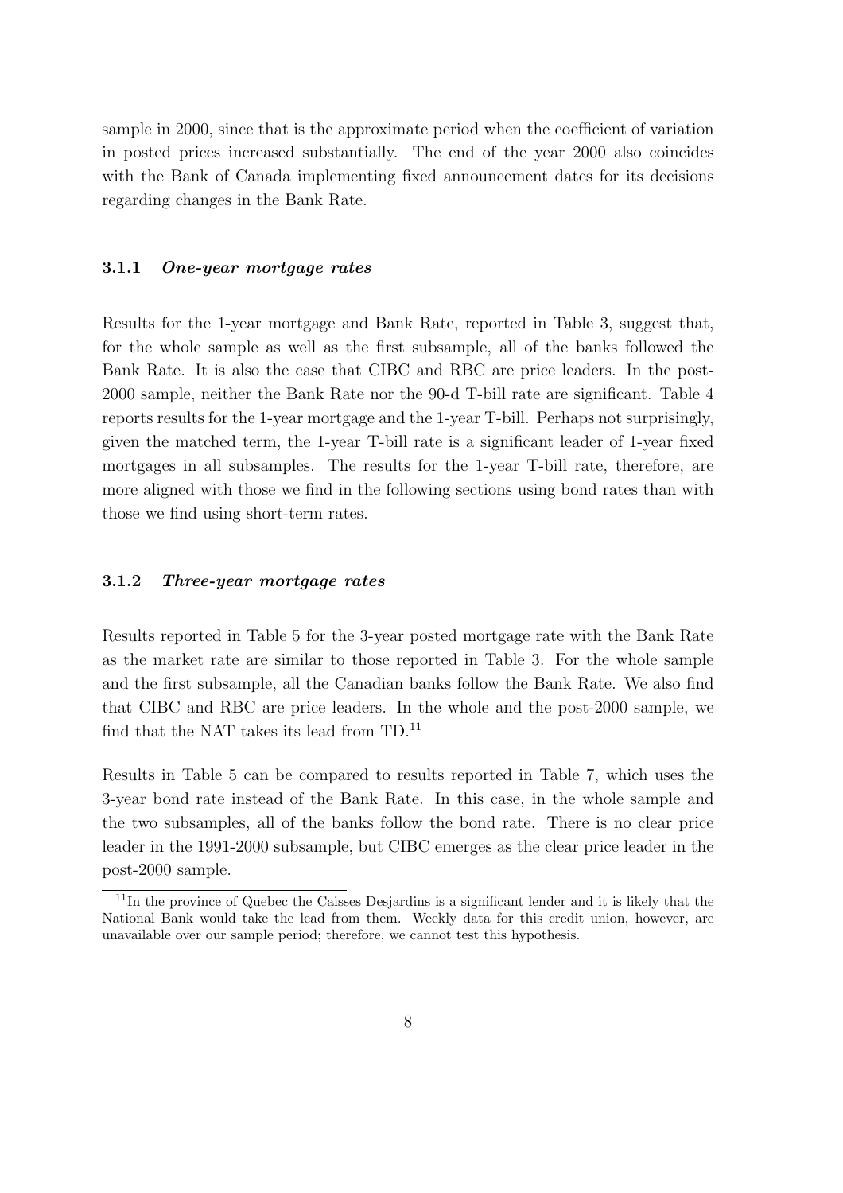sample in 2000, since that is the approximate period when the coefficient of variation in posted prices increased substantially. The end of the year 2000 also coincides with the Bank of Canada implementing fixed announcement dates for its decisions regarding changes in the Bank Rate.

### 3.1.1 *One-year mortgage rates*

Results for the 1-year mortgage and Bank Rate, reported in Table 3, suggest that, for the whole sample as well as the first subsample, all of the banks followed the Bank Rate. It is also the case that CIBC and RBC are price leaders. In the post-2000 sample, neither the Bank Rate nor the 90-d T-bill rate are significant. Table 4 reports results for the 1-year mortgage and the 1-year T-bill. Perhaps not surprisingly, given the matched term, the 1-year T-bill rate is a significant leader of 1-year fixed mortgages in all subsamples. The results for the 1-year T-bill rate, therefore, are more aligned with those we find in the following sections using bond rates than with those we find using short-term rates.

### 3.1.2 *Three-year mortgage rates*

Results reported in Table 5 for the 3-year posted mortgage rate with the Bank Rate as the market rate are similar to those reported in Table 3. For the whole sample and the first subsample, all the Canadian banks follow the Bank Rate. We also find that CIBC and RBC are price leaders. In the whole and the post-2000 sample, we find that the NAT takes its lead from TD.[11]

Results in Table 5 can be compared to results reported in Table 7, which uses the 3-year bond rate instead of the Bank Rate. In this case, in the whole sample and the two subsamples, all of the banks follow the bond rate. There is no clear price leader in the 1991-2000 subsample, but CIBC emerges as the clear price leader in the post-2000 sample.

[11] In the province of Quebec the Caisses Desjardins is a significant lender and it is likely that the National Bank would take the lead from them. Weekly data for this credit union, however, are unavailable over our sample period; therefore, we cannot test this hypothesis.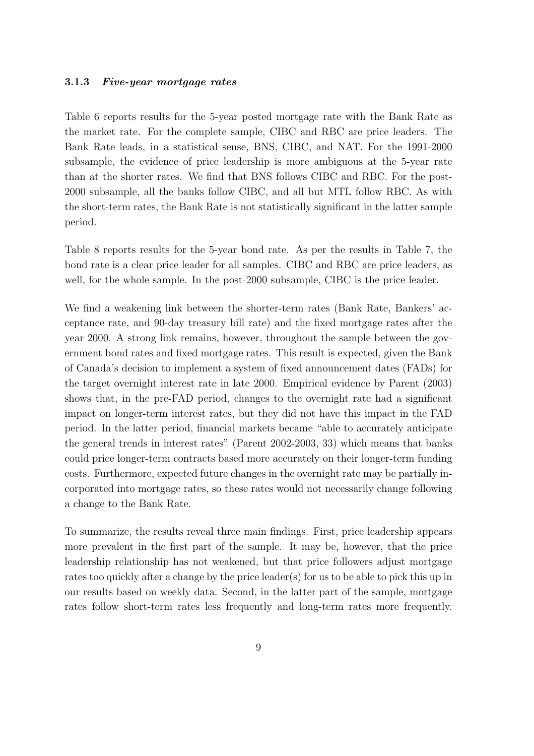### 3.1.3 *Five-year mortgage rates*

Table 6 reports results for the 5-year posted mortgage rate with the Bank Rate as the market rate. For the complete sample, CIBC and RBC are price leaders. The Bank Rate leads, in a statistical sense, BNS, CIBC, and NAT. For the 1991-2000 subsample, the evidence of price leadership is more ambiguous at the 5-year rate than at the shorter rates. We find that BNS follows CIBC and RBC. For the post-2000 subsample, all the banks follow CIBC, and all but MTL follow RBC. As with the short-term rates, the Bank Rate is not statistically significant in the latter sample period.

Table 8 reports results for the 5-year bond rate. As per the results in Table 7, the bond rate is a clear price leader for all samples. CIBC and RBC are price leaders, as well, for the whole sample. In the post-2000 subsample, CIBC is the price leader.

We find a weakening link between the shorter-term rates (Bank Rate, Bankers' acceptance rate, and 90-day treasury bill rate) and the fixed mortgage rates after the year 2000. A strong link remains, however, throughout the sample between the government bond rates and fixed mortgage rates. This result is expected, given the Bank of Canada's decision to implement a system of fixed announcement dates (FADs) for the target overnight interest rate in late 2000. Empirical evidence by Parent (2003) shows that, in the pre-FAD period, changes to the overnight rate had a significant impact on longer-term interest rates, but they did not have this impact in the FAD period. In the latter period, financial markets became "able to accurately anticipate the general trends in interest rates" (Parent 2002-2003, 33) which means that banks could price longer-term contracts based more accurately on their longer-term funding costs. Furthermore, expected future changes in the overnight rate may be partially incorporated into mortgage rates, so these rates would not necessarily change following a change to the Bank Rate.

To summarize, the results reveal three main findings. First, price leadership appears more prevalent in the first part of the sample. It may be, however, that the price leadership relationship has not weakened, but that price followers adjust mortgage rates too quickly after a change by the price leader(s) for us to be able to pick this up in our results based on weekly data. Second, in the latter part of the sample, mortgage rates follow short-term rates less frequently and long-term rates more frequently.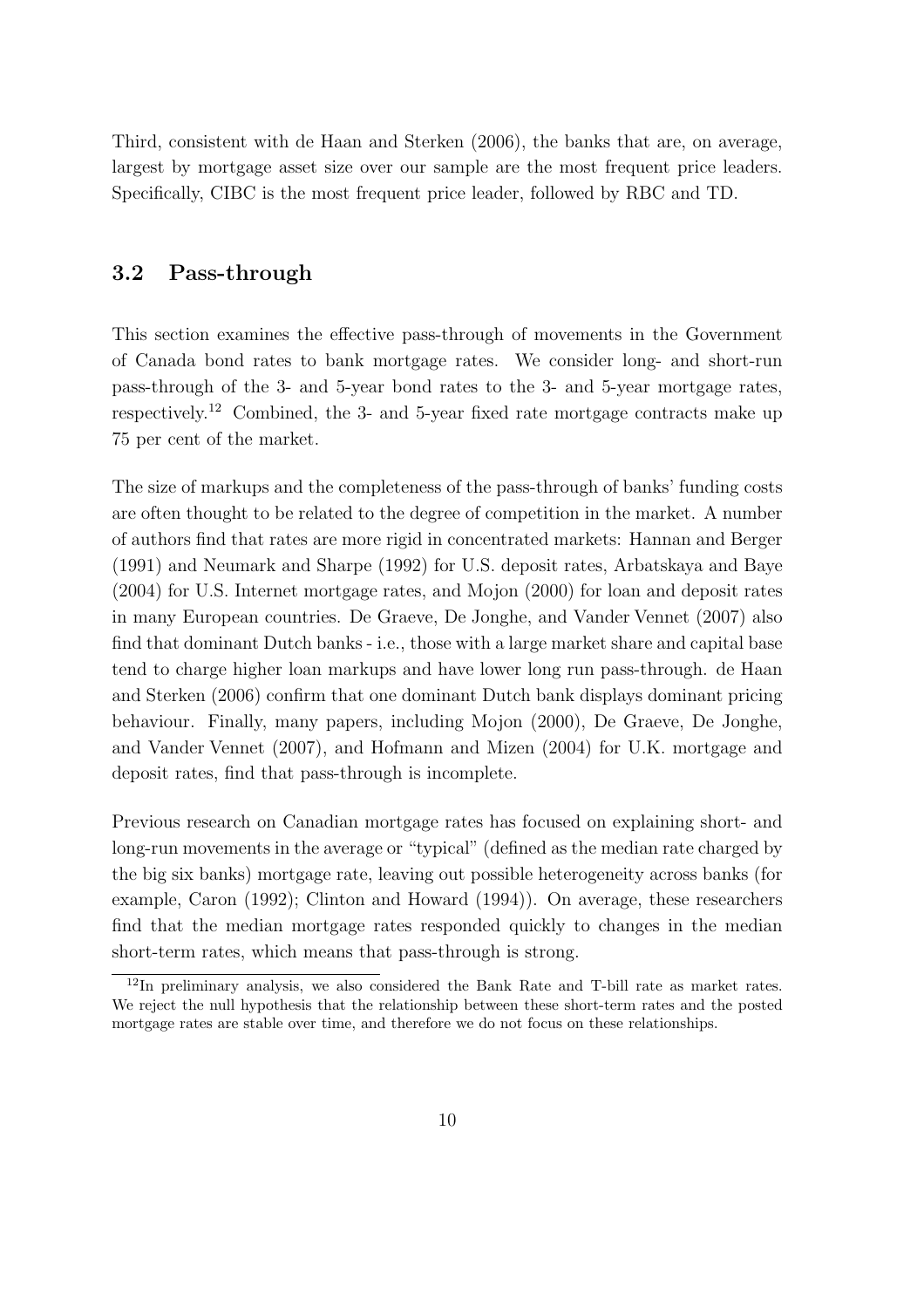Third, consistent with de Haan and Sterken (2006), the banks that are, on average, largest by mortgage asset size over our sample are the most frequent price leaders. Specifically, CIBC is the most frequent price leader, followed by RBC and TD.

## 3.2 Pass-through

This section examines the effective pass-through of movements in the Government of Canada bond rates to bank mortgage rates. We consider long- and short-run pass-through of the 3- and 5-year bond rates to the 3- and 5-year mortgage rates, respectively.[12] Combined, the 3- and 5-year fixed rate mortgage contracts make up 75 per cent of the market.

The size of markups and the completeness of the pass-through of banks' funding costs are often thought to be related to the degree of competition in the market. A number of authors find that rates are more rigid in concentrated markets: Hannan and Berger (1991) and Neumark and Sharpe (1992) for U.S. deposit rates, Arbatskaya and Baye (2004) for U.S. Internet mortgage rates, and Mojon (2000) for loan and deposit rates in many European countries. De Graeve, De Jonghe, and Vander Vennet (2007) also find that dominant Dutch banks - i.e., those with a large market share and capital base tend to charge higher loan markups and have lower long run pass-through. de Haan and Sterken (2006) confirm that one dominant Dutch bank displays dominant pricing behaviour. Finally, many papers, including Mojon (2000), De Graeve, De Jonghe, and Vander Vennet (2007), and Hofmann and Mizen (2004) for U.K. mortgage and deposit rates, find that pass-through is incomplete.

Previous research on Canadian mortgage rates has focused on explaining short- and long-run movements in the average or "typical" (defined as the median rate charged by the big six banks) mortgage rate, leaving out possible heterogeneity across banks (for example, Caron (1992); Clinton and Howard (1994)). On average, these researchers find that the median mortgage rates responded quickly to changes in the median short-term rates, which means that pass-through is strong.

[12] In preliminary analysis, we also considered the Bank Rate and T-bill rate as market rates. We reject the null hypothesis that the relationship between these short-term rates and the posted mortgage rates are stable over time, and therefore we do not focus on these relationships.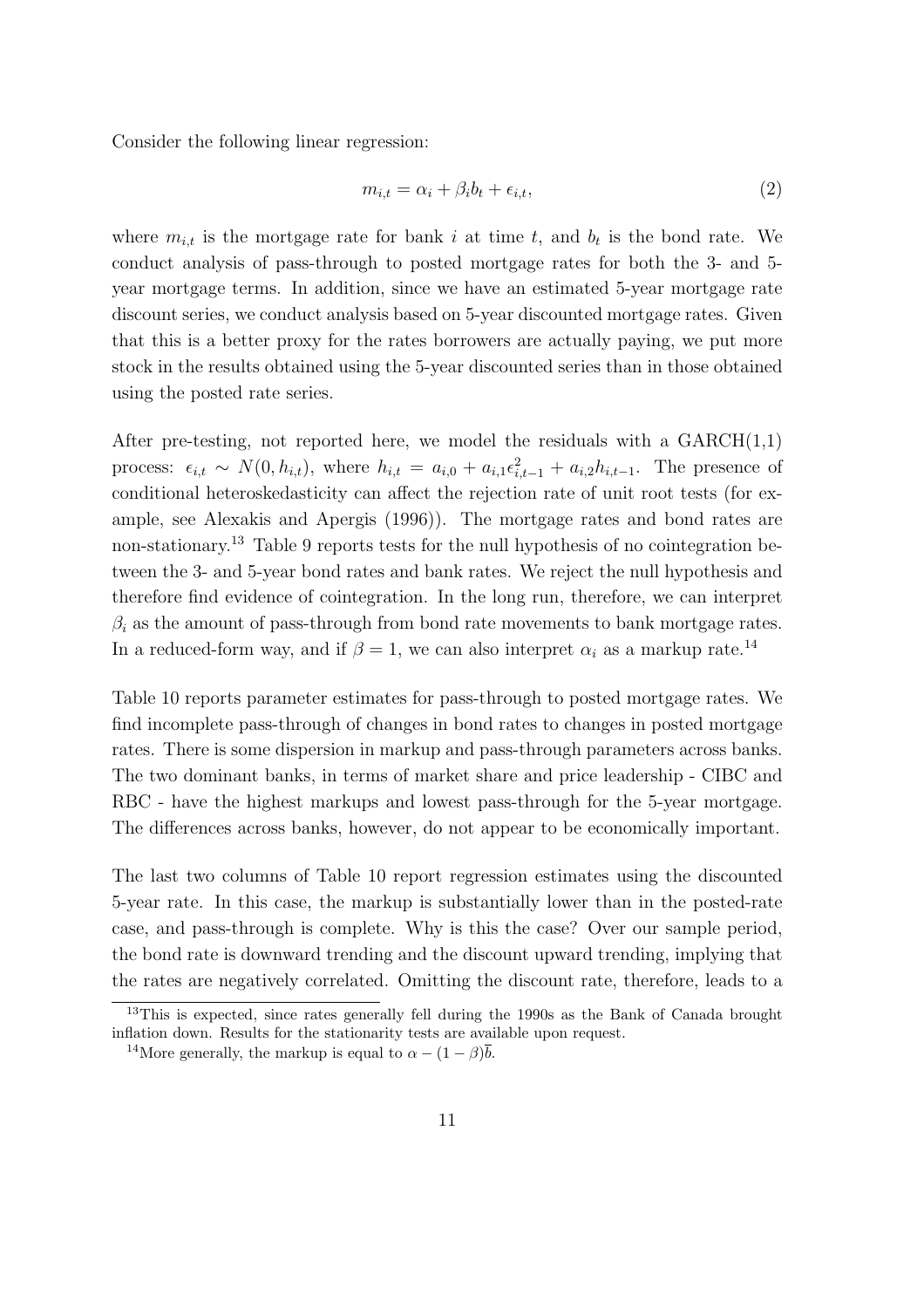Consider the following linear regression:

$$m_{i,t} = \alpha_i + \beta_i b_t + \epsilon_{i,t}, \tag{2}$$

where $m_{i,t}$ is the mortgage rate for bank $i$ at time $t$, and $b_t$ is the bond rate. We conduct analysis of pass-through to posted mortgage rates for both the 3- and 5-year mortgage terms. In addition, since we have an estimated 5-year mortgage rate discount series, we conduct analysis based on 5-year discounted mortgage rates. Given that this is a better proxy for the rates borrowers are actually paying, we put more stock in the results obtained using the 5-year discounted series than in those obtained using the posted rate series.

After pre-testing, not reported here, we model the residuals with a GARCH(1,1) process: $\epsilon_{i,t} \sim N(0, h_{i,t})$, where $h_{i,t} = a_{i,0} + a_{i,1}\epsilon_{i,t-1}^2 + a_{i,2}h_{i,t-1}$. The presence of conditional heteroskedasticity can affect the rejection rate of unit root tests (for example, see Alexakis and Apergis (1996)). The mortgage rates and bond rates are non-stationary.[13] Table 9 reports tests for the null hypothesis of no cointegration between the 3- and 5-year bond rates and bank rates. We reject the null hypothesis and therefore find evidence of cointegration. In the long run, therefore, we can interpret $\beta_i$ as the amount of pass-through from bond rate movements to bank mortgage rates. In a reduced-form way, and if $\beta = 1$, we can also interpret $\alpha_i$ as a markup rate.[14]

Table 10 reports parameter estimates for pass-through to posted mortgage rates. We find incomplete pass-through of changes in bond rates to changes in posted mortgage rates. There is some dispersion in markup and pass-through parameters across banks. The two dominant banks, in terms of market share and price leadership - CIBC and RBC - have the highest markups and lowest pass-through for the 5-year mortgage. The differences across banks, however, do not appear to be economically important.

The last two columns of Table 10 report regression estimates using the discounted 5-year rate. In this case, the markup is substantially lower than in the posted-rate case, and pass-through is complete. Why is this the case? Over our sample period, the bond rate is downward trending and the discount upward trending, implying that the rates are negatively correlated. Omitting the discount rate, therefore, leads to a

[13] This is expected, since rates generally fell during the 1990s as the Bank of Canada brought inflation down. Results for the stationarity tests are available upon request.

[14] More generally, the markup is equal to $\alpha - (1 - \beta)\bar{b}$.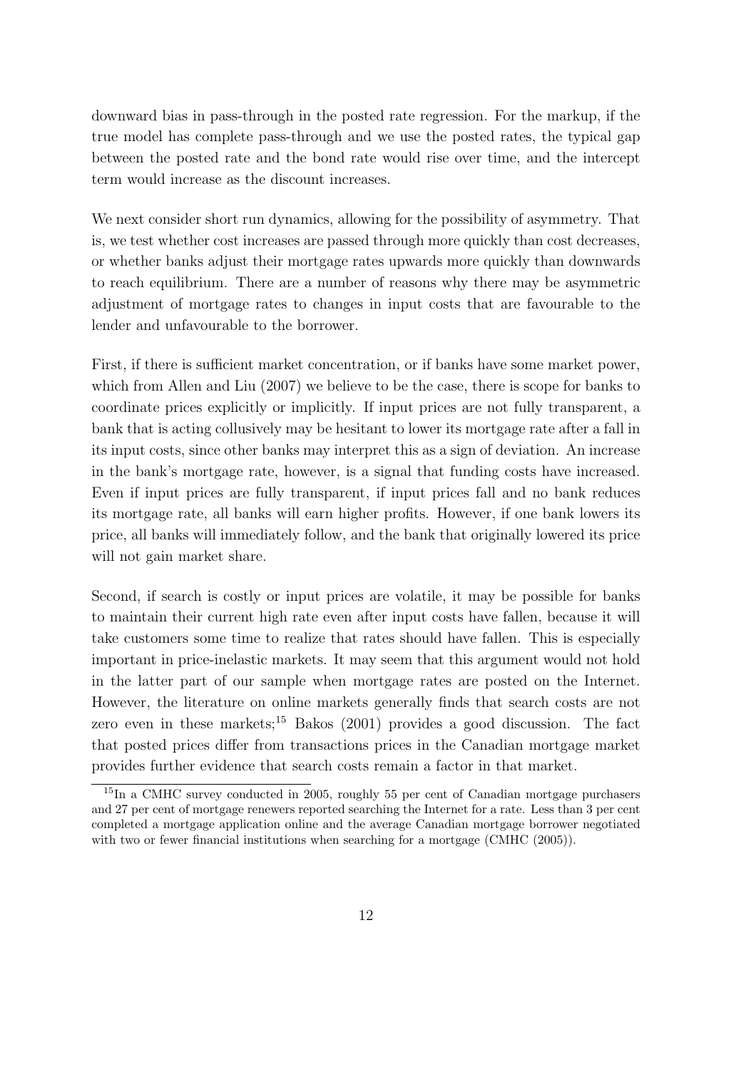downward bias in pass-through in the posted rate regression. For the markup, if the true model has complete pass-through and we use the posted rates, the typical gap between the posted rate and the bond rate would rise over time, and the intercept term would increase as the discount increases.

We next consider short run dynamics, allowing for the possibility of asymmetry. That is, we test whether cost increases are passed through more quickly than cost decreases, or whether banks adjust their mortgage rates upwards more quickly than downwards to reach equilibrium. There are a number of reasons why there may be asymmetric adjustment of mortgage rates to changes in input costs that are favourable to the lender and unfavourable to the borrower.

First, if there is sufficient market concentration, or if banks have some market power, which from Allen and Liu (2007) we believe to be the case, there is scope for banks to coordinate prices explicitly or implicitly. If input prices are not fully transparent, a bank that is acting collusively may be hesitant to lower its mortgage rate after a fall in its input costs, since other banks may interpret this as a sign of deviation. An increase in the bank's mortgage rate, however, is a signal that funding costs have increased. Even if input prices are fully transparent, if input prices fall and no bank reduces its mortgage rate, all banks will earn higher profits. However, if one bank lowers its price, all banks will immediately follow, and the bank that originally lowered its price will not gain market share.

Second, if search is costly or input prices are volatile, it may be possible for banks to maintain their current high rate even after input costs have fallen, because it will take customers some time to realize that rates should have fallen. This is especially important in price-inelastic markets. It may seem that this argument would not hold in the latter part of our sample when mortgage rates are posted on the Internet. However, the literature on online markets generally finds that search costs are not zero even in these markets;[15] Bakos (2001) provides a good discussion. The fact that posted prices differ from transactions prices in the Canadian mortgage market provides further evidence that search costs remain a factor in that market.

[15] In a CMHC survey conducted in 2005, roughly 55 per cent of Canadian mortgage purchasers and 27 per cent of mortgage renewers reported searching the Internet for a rate. Less than 3 per cent completed a mortgage application online and the average Canadian mortgage borrower negotiated with two or fewer financial institutions when searching for a mortgage (CMHC (2005)).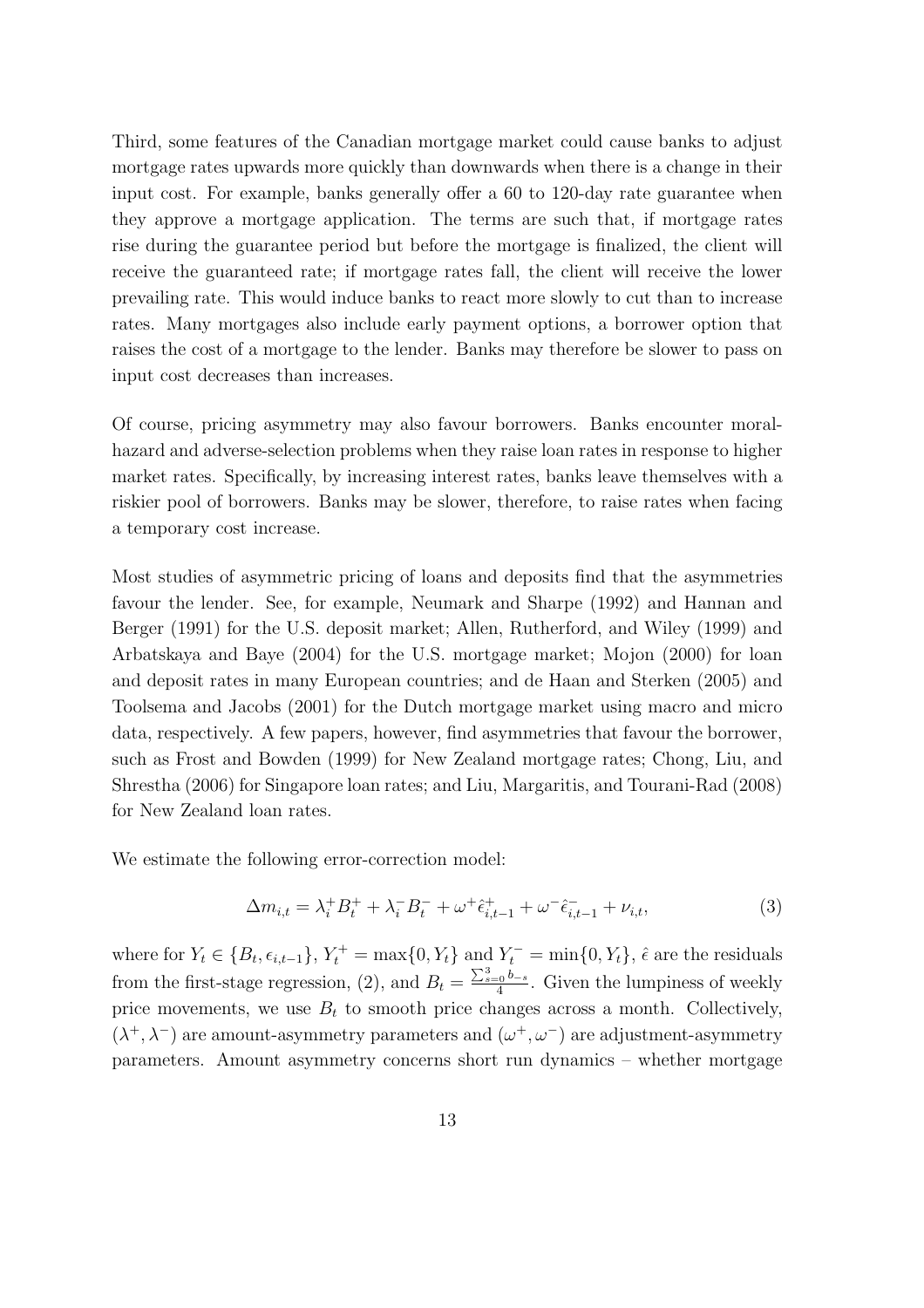Third, some features of the Canadian mortgage market could cause banks to adjust mortgage rates upwards more quickly than downwards when there is a change in their input cost. For example, banks generally offer a 60 to 120-day rate guarantee when they approve a mortgage application. The terms are such that, if mortgage rates rise during the guarantee period but before the mortgage is finalized, the client will receive the guaranteed rate; if mortgage rates fall, the client will receive the lower prevailing rate. This would induce banks to react more slowly to cut than to increase rates. Many mortgages also include early payment options, a borrower option that raises the cost of a mortgage to the lender. Banks may therefore be slower to pass on input cost decreases than increases.

Of course, pricing asymmetry may also favour borrowers. Banks encounter moral-hazard and adverse-selection problems when they raise loan rates in response to higher market rates. Specifically, by increasing interest rates, banks leave themselves with a riskier pool of borrowers. Banks may be slower, therefore, to raise rates when facing a temporary cost increase.

Most studies of asymmetric pricing of loans and deposits find that the asymmetries favour the lender. See, for example, Neumark and Sharpe (1992) and Hannan and Berger (1991) for the U.S. deposit market; Allen, Rutherford, and Wiley (1999) and Arbatskaya and Baye (2004) for the U.S. mortgage market; Mojon (2000) for loan and deposit rates in many European countries; and de Haan and Sterken (2005) and Toolsema and Jacobs (2001) for the Dutch mortgage market using macro and micro data, respectively. A few papers, however, find asymmetries that favour the borrower, such as Frost and Bowden (1999) for New Zealand mortgage rates; Chong, Liu, and Shrestha (2006) for Singapore loan rates; and Liu, Margaritis, and Tourani-Rad (2008) for New Zealand loan rates.

We estimate the following error-correction model:

$$\Delta m_{i,t} = \lambda_i^+ B_t^+ + \lambda_i^- B_t^- + \omega^+ \hat{\epsilon}_{i,t-1}^+ + \omega^- \hat{\epsilon}_{i,t-1}^- + \nu_{i,t}, \tag{3}$$

where for $Y_t \in \{B_t, \epsilon_{i,t-1}\}$, $Y_t^+ = \max\{0, Y_t\}$ and $Y_t^- = \min\{0, Y_t\}$, $\hat{\epsilon}$ are the residuals from the first-stage regression, (2), and $B_t = \frac{\sum_{s=0}^{3} b_{-s}}{4}$. Given the lumpiness of weekly price movements, we use $B_t$ to smooth price changes across a month. Collectively, $(\lambda^+, \lambda^-)$ are amount-asymmetry parameters and $(\omega^+, \omega^-)$ are adjustment-asymmetry parameters. Amount asymmetry concerns short run dynamics – whether mortgage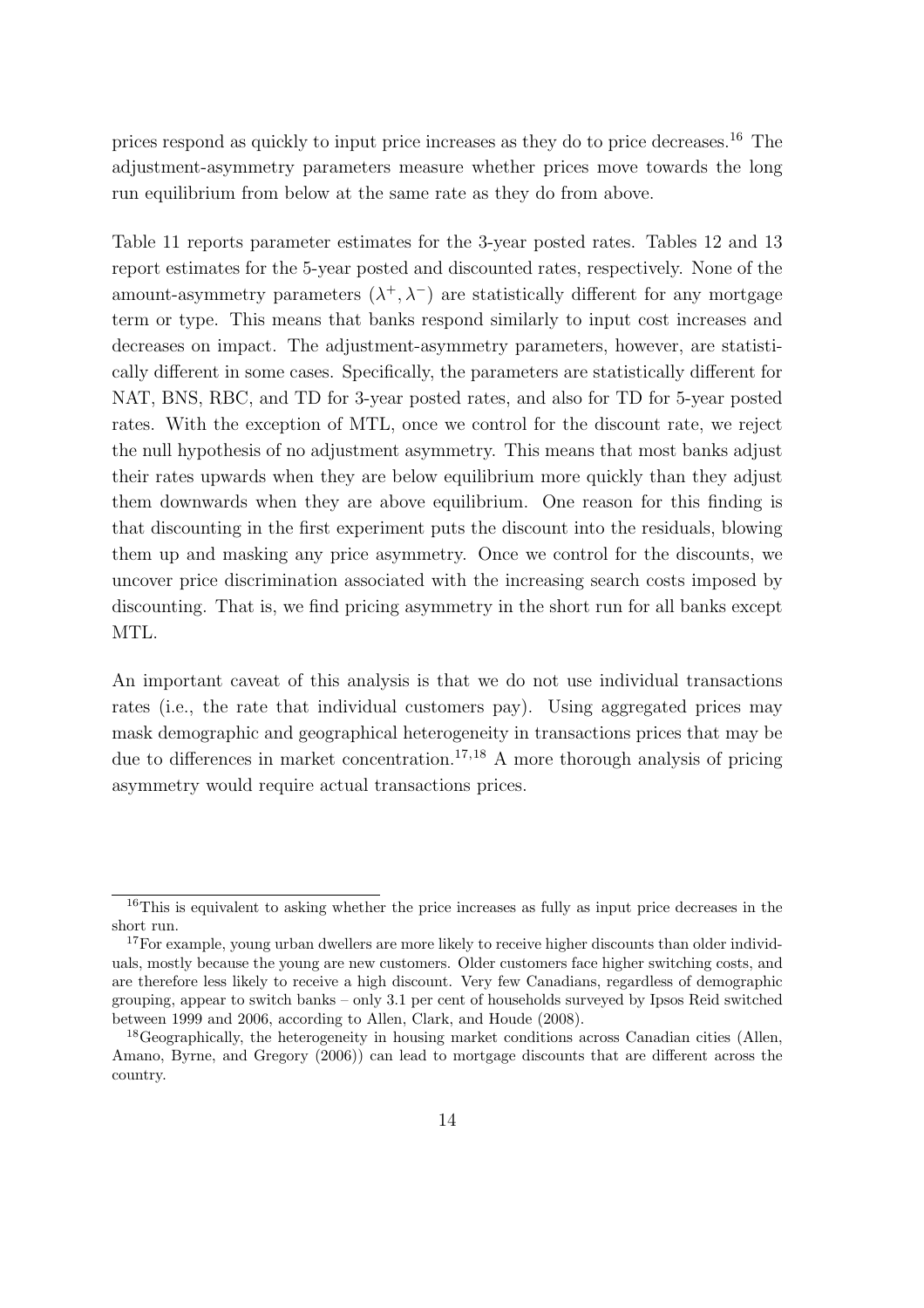prices respond as quickly to input price increases as they do to price decreases.[16] The adjustment-asymmetry parameters measure whether prices move towards the long run equilibrium from below at the same rate as they do from above.

Table 11 reports parameter estimates for the 3-year posted rates. Tables 12 and 13 report estimates for the 5-year posted and discounted rates, respectively. None of the amount-asymmetry parameters $(\lambda^+, \lambda^-)$ are statistically different for any mortgage term or type. This means that banks respond similarly to input cost increases and decreases on impact. The adjustment-asymmetry parameters, however, are statistically different in some cases. Specifically, the parameters are statistically different for NAT, BNS, RBC, and TD for 3-year posted rates, and also for TD for 5-year posted rates. With the exception of MTL, once we control for the discount rate, we reject the null hypothesis of no adjustment asymmetry. This means that most banks adjust their rates upwards when they are below equilibrium more quickly than they adjust them downwards when they are above equilibrium. One reason for this finding is that discounting in the first experiment puts the discount into the residuals, blowing them up and masking any price asymmetry. Once we control for the discounts, we uncover price discrimination associated with the increasing search costs imposed by discounting. That is, we find pricing asymmetry in the short run for all banks except MTL.

An important caveat of this analysis is that we do not use individual transactions rates (i.e., the rate that individual customers pay). Using aggregated prices may mask demographic and geographical heterogeneity in transactions prices that may be due to differences in market concentration.[17,18] A more thorough analysis of pricing asymmetry would require actual transactions prices.

---

[16] This is equivalent to asking whether the price increases as fully as input price decreases in the short run.

[17] For example, young urban dwellers are more likely to receive higher discounts than older individuals, mostly because the young are new customers. Older customers face higher switching costs, and are therefore less likely to receive a high discount. Very few Canadians, regardless of demographic grouping, appear to switch banks – only 3.1 per cent of households surveyed by Ipsos Reid switched between 1999 and 2006, according to Allen, Clark, and Houde (2008).

[18] Geographically, the heterogeneity in housing market conditions across Canadian cities (Allen, Amano, Byrne, and Gregory (2006)) can lead to mortgage discounts that are different across the country.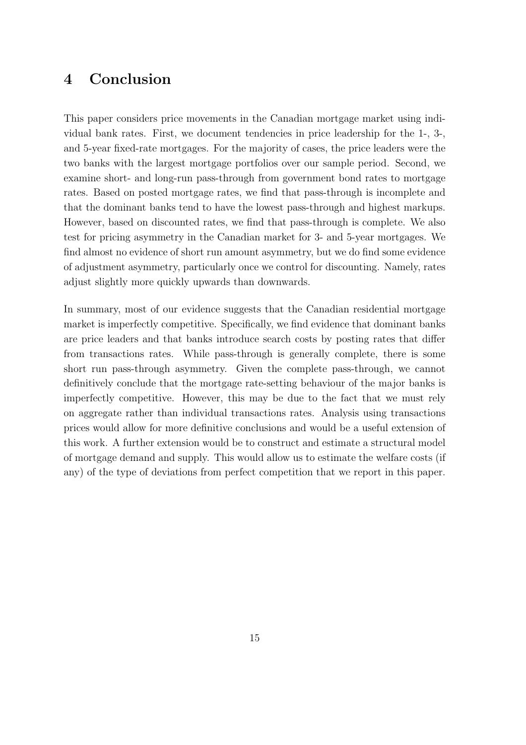# 4 Conclusion

This paper considers price movements in the Canadian mortgage market using individual bank rates. First, we document tendencies in price leadership for the 1-, 3-, and 5-year fixed-rate mortgages. For the majority of cases, the price leaders were the two banks with the largest mortgage portfolios over our sample period. Second, we examine short- and long-run pass-through from government bond rates to mortgage rates. Based on posted mortgage rates, we find that pass-through is incomplete and that the dominant banks tend to have the lowest pass-through and highest markups. However, based on discounted rates, we find that pass-through is complete. We also test for pricing asymmetry in the Canadian market for 3- and 5-year mortgages. We find almost no evidence of short run amount asymmetry, but we do find some evidence of adjustment asymmetry, particularly once we control for discounting. Namely, rates adjust slightly more quickly upwards than downwards.

In summary, most of our evidence suggests that the Canadian residential mortgage market is imperfectly competitive. Specifically, we find evidence that dominant banks are price leaders and that banks introduce search costs by posting rates that differ from transactions rates. While pass-through is generally complete, there is some short run pass-through asymmetry. Given the complete pass-through, we cannot definitively conclude that the mortgage rate-setting behaviour of the major banks is imperfectly competitive. However, this may be due to the fact that we must rely on aggregate rather than individual transactions rates. Analysis using transactions prices would allow for more definitive conclusions and would be a useful extension of this work. A further extension would be to construct and estimate a structural model of mortgage demand and supply. This would allow us to estimate the welfare costs (if any) of the type of deviations from perfect competition that we report in this paper.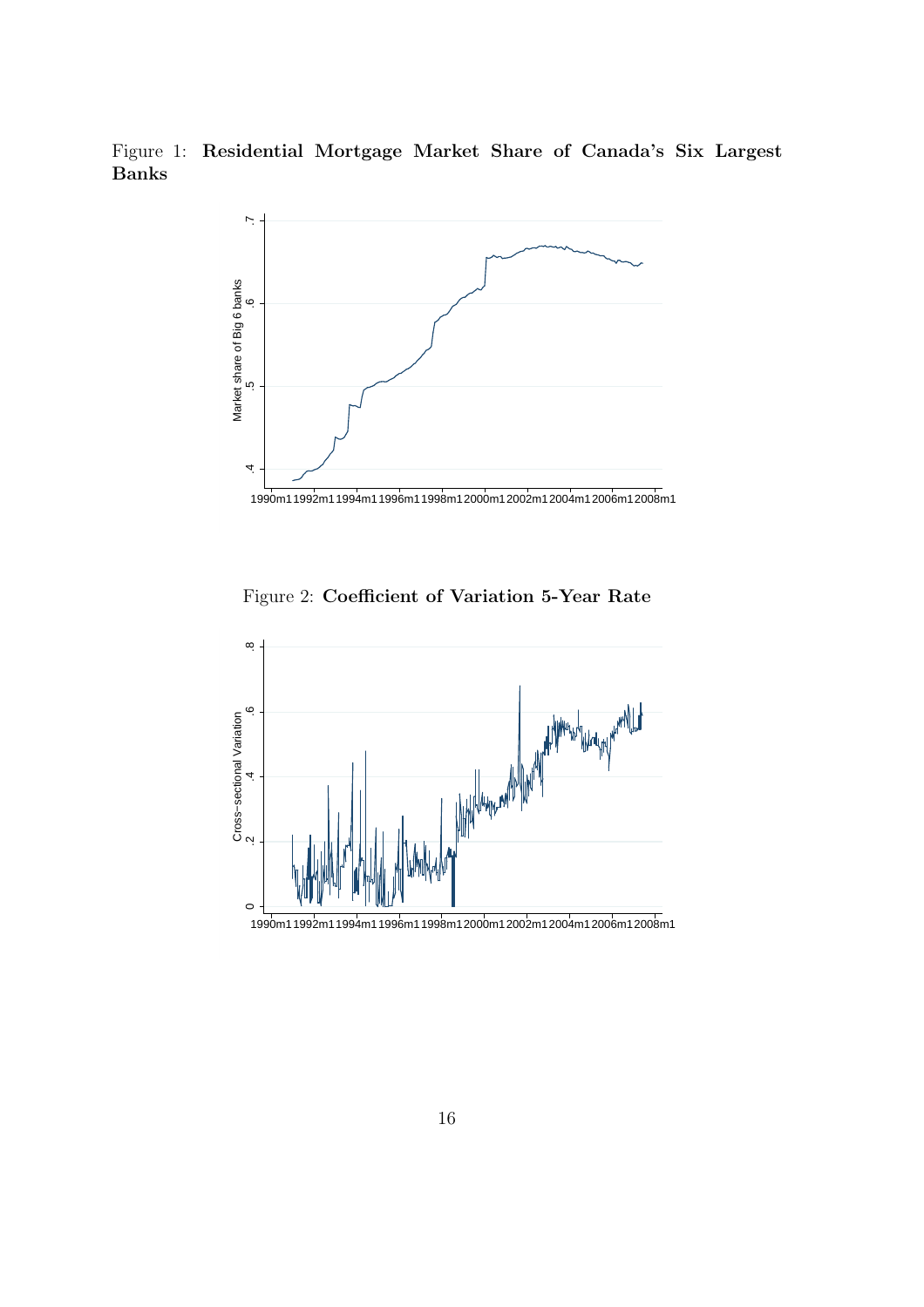Figure 1: **Residential Mortgage Market Share of Canada's Six Largest Banks**

Figure 2: **Coefficient of Variation 5-Year Rate**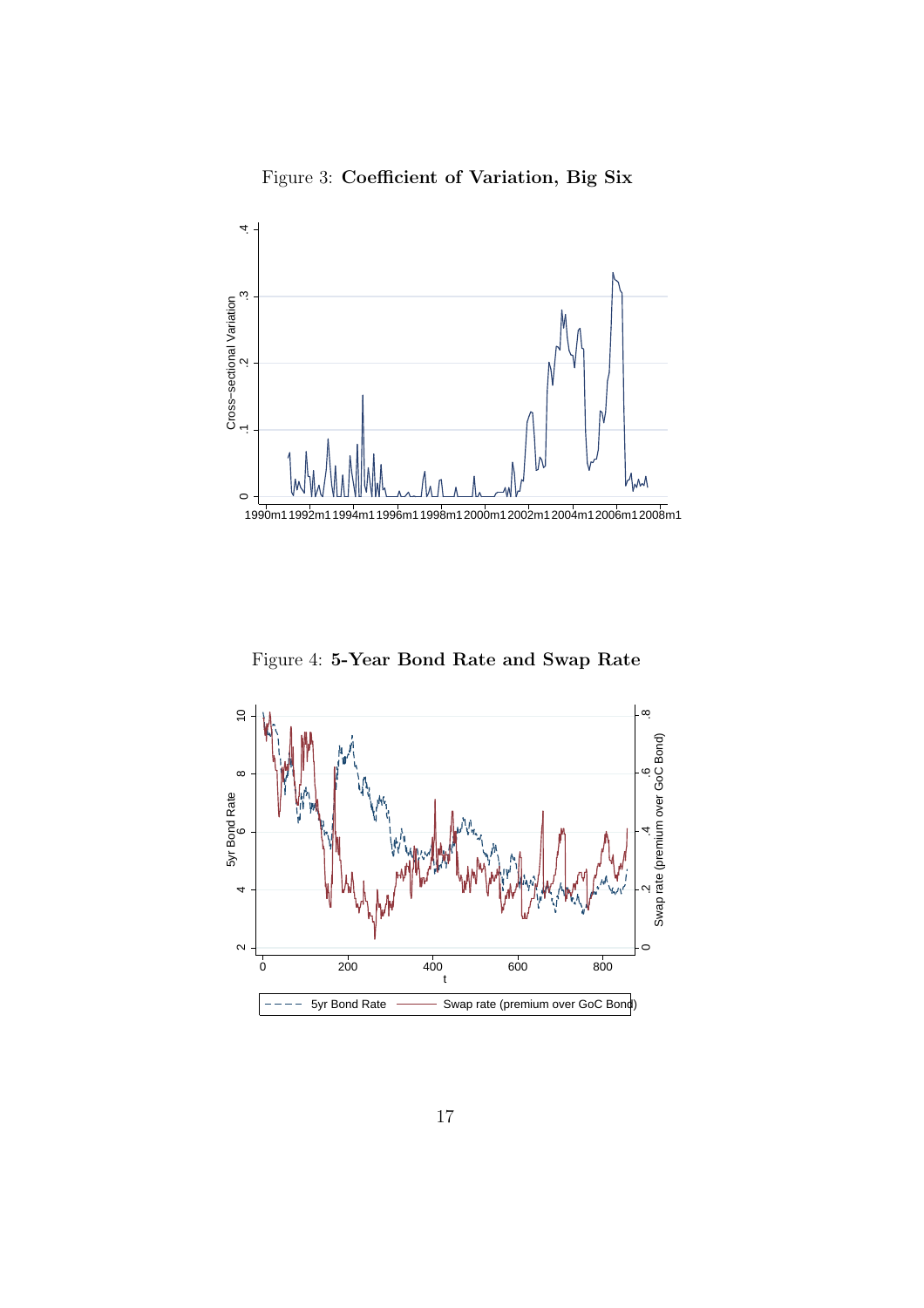Figure 3: **Coefficient of Variation, Big Six**

Figure 4: **5-Year Bond Rate and Swap Rate**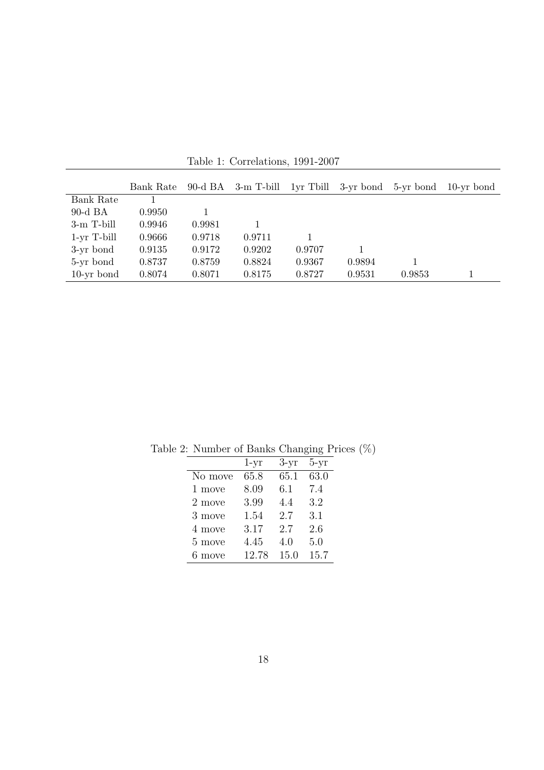Table 1: Correlations, 1991-2007

| | Bank Rate | 90-d BA | 3-m T-bill | 1yr Tbill | 3-yr bond | 5-yr bond | 10-yr bond |
|---|---|---|---|---|---|---|---|
| Bank Rate | 1 | | | | | | |
| 90-d BA | 0.9950 | 1 | | | | | |
| 3-m T-bill | 0.9946 | 0.9981 | 1 | | | | |
| 1-yr T-bill | 0.9666 | 0.9718 | 0.9711 | 1 | | | |
| 3-yr bond | 0.9135 | 0.9172 | 0.9202 | 0.9707 | 1 | | |
| 5-yr bond | 0.8737 | 0.8759 | 0.8824 | 0.9367 | 0.9894 | 1 | |
| 10-yr bond | 0.8074 | 0.8071 | 0.8175 | 0.8727 | 0.9531 | 0.9853 | 1 |

Table 2: Number of Banks Changing Prices (%)

| | 1-yr | 3-yr | 5-yr |
|---|---|---|---|
| No move | 65.8 | 65.1 | 63.0 |
| 1 move | 8.09 | 6.1 | 7.4 |
| 2 move | 3.99 | 4.4 | 3.2 |
| 3 move | 1.54 | 2.7 | 3.1 |
| 4 move | 3.17 | 2.7 | 2.6 |
| 5 move | 4.45 | 4.0 | 5.0 |
| 6 move | 12.78 | 15.0 | 15.7 |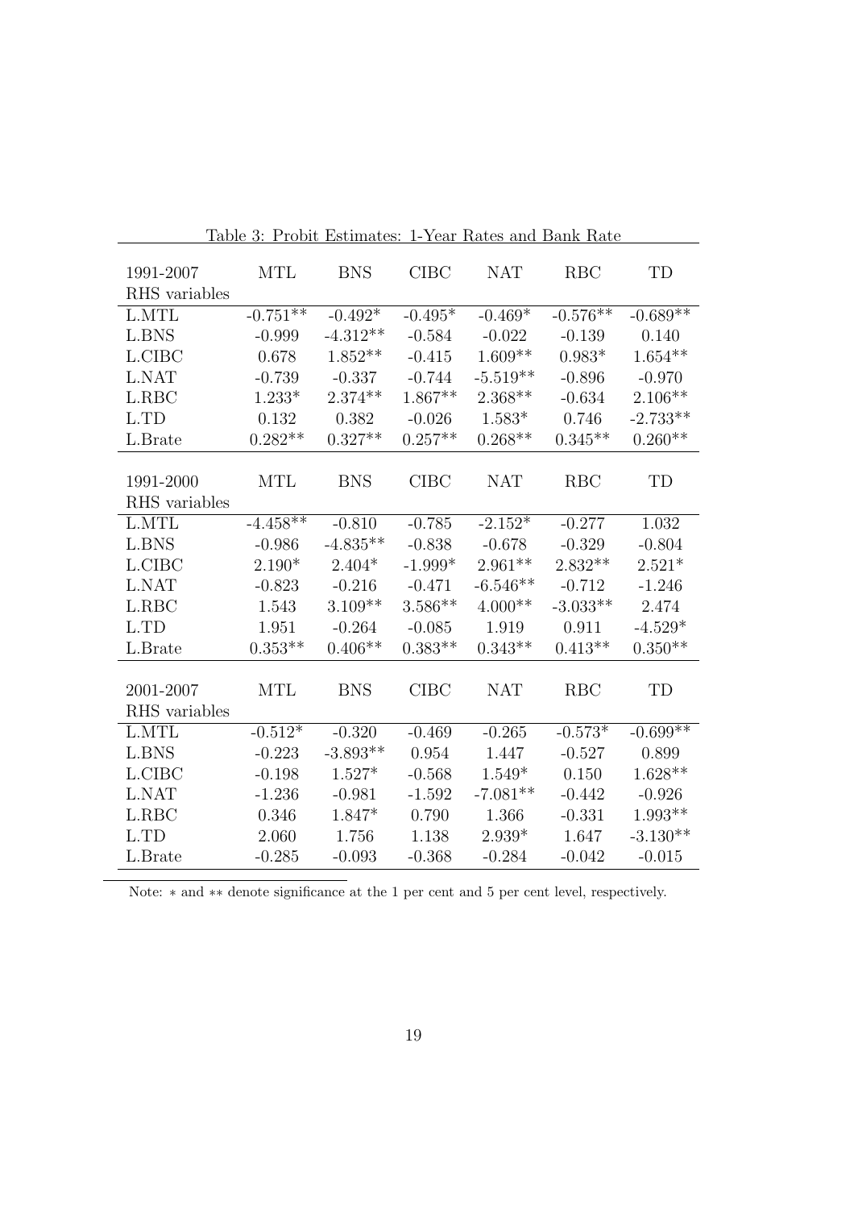Table 3: Probit Estimates: 1-Year Rates and Bank Rate

| 1991-2007<br>RHS variables | MTL | BNS | CIBC | NAT | RBC | TD |
|---|---|---|---|---|---|---|
| L.MTL | -0.751** | -0.492* | -0.495* | -0.469* | -0.576** | -0.689** |
| L.BNS | -0.999 | -4.312** | -0.584 | -0.022 | -0.139 | 0.140 |
| L.CIBC | 0.678 | 1.852** | -0.415 | 1.609** | 0.983* | 1.654** |
| L.NAT | -0.739 | -0.337 | -0.744 | -5.519** | -0.896 | -0.970 |
| L.RBC | 1.233* | 2.374** | 1.867** | 2.368** | -0.634 | 2.106** |
| L.TD | 0.132 | 0.382 | -0.026 | 1.583* | 0.746 | -2.733** |
| L.Brate | 0.282** | 0.327** | 0.257** | 0.268** | 0.345** | 0.260** |
| **1991-2000<br>RHS variables** | **MTL** | **BNS** | **CIBC** | **NAT** | **RBC** | **TD** |
| L.MTL | -4.458** | -0.810 | -0.785 | -2.152* | -0.277 | 1.032 |
| L.BNS | -0.986 | -4.835** | -0.838 | -0.678 | -0.329 | -0.804 |
| L.CIBC | 2.190* | 2.404* | -1.999* | 2.961** | 2.832** | 2.521* |
| L.NAT | -0.823 | -0.216 | -0.471 | -6.546** | -0.712 | -1.246 |
| L.RBC | 1.543 | 3.109** | 3.586** | 4.000** | -3.033** | 2.474 |
| L.TD | 1.951 | -0.264 | -0.085 | 1.919 | 0.911 | -4.529* |
| L.Brate | 0.353** | 0.406** | 0.383** | 0.343** | 0.413** | 0.350** |
| **2001-2007<br>RHS variables** | **MTL** | **BNS** | **CIBC** | **NAT** | **RBC** | **TD** |
| L.MTL | -0.512* | -0.320 | -0.469 | -0.265 | -0.573* | -0.699** |
| L.BNS | -0.223 | -3.893** | 0.954 | 1.447 | -0.527 | 0.899 |
| L.CIBC | -0.198 | 1.527* | -0.568 | 1.549* | 0.150 | 1.628** |
| L.NAT | -1.236 | -0.981 | -1.592 | -7.081** | -0.442 | -0.926 |
| L.RBC | 0.346 | 1.847* | 0.790 | 1.366 | -0.331 | 1.993** |
| L.TD | 2.060 | 1.756 | 1.138 | 2.939* | 1.647 | -3.130** |
| L.Brate | -0.285 | -0.093 | -0.368 | -0.284 | -0.042 | -0.015 |

Note: * and ** denote significance at the 1 per cent and 5 per cent level, respectively.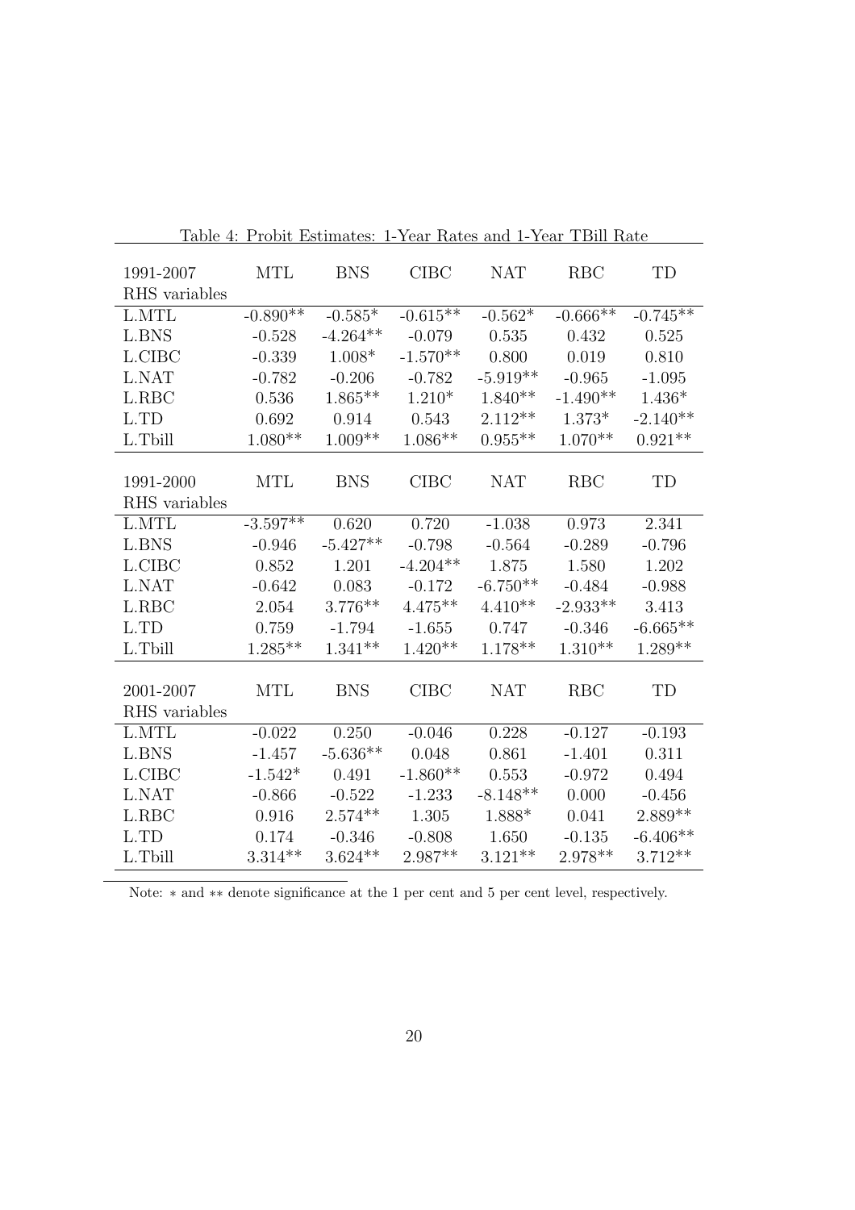Table 4: Probit Estimates: 1-Year Rates and 1-Year TBill Rate

| 1991-2007 RHS variables | MTL | BNS | CIBC | NAT | RBC | TD |
|---|---|---|---|---|---|---|
| L.MTL | -0.890** | -0.585* | -0.615** | -0.562* | -0.666** | -0.745** |
| L.BNS | -0.528 | -4.264** | -0.079 | 0.535 | 0.432 | 0.525 |
| L.CIBC | -0.339 | 1.008* | -1.570** | 0.800 | 0.019 | 0.810 |
| L.NAT | -0.782 | -0.206 | -0.782 | -5.919** | -0.965 | -1.095 |
| L.RBC | 0.536 | 1.865** | 1.210* | 1.840** | -1.490** | 1.436* |
| L.TD | 0.692 | 0.914 | 0.543 | 2.112** | 1.373* | -2.140** |
| L.Tbill | 1.080** | 1.009** | 1.086** | 0.955** | 1.070** | 0.921** |
| **1991-2000 RHS variables** | **MTL** | **BNS** | **CIBC** | **NAT** | **RBC** | **TD** |
| L.MTL | -3.597** | 0.620 | 0.720 | -1.038 | 0.973 | 2.341 |
| L.BNS | -0.946 | -5.427** | -0.798 | -0.564 | -0.289 | -0.796 |
| L.CIBC | 0.852 | 1.201 | -4.204** | 1.875 | 1.580 | 1.202 |
| L.NAT | -0.642 | 0.083 | -0.172 | -6.750** | -0.484 | -0.988 |
| L.RBC | 2.054 | 3.776** | 4.475** | 4.410** | -2.933** | 3.413 |
| L.TD | 0.759 | -1.794 | -1.655 | 0.747 | -0.346 | -6.665** |
| L.Tbill | 1.285** | 1.341** | 1.420** | 1.178** | 1.310** | 1.289** |
| **2001-2007 RHS variables** | **MTL** | **BNS** | **CIBC** | **NAT** | **RBC** | **TD** |
| L.MTL | -0.022 | 0.250 | -0.046 | 0.228 | -0.127 | -0.193 |
| L.BNS | -1.457 | -5.636** | 0.048 | 0.861 | -1.401 | 0.311 |
| L.CIBC | -1.542* | 0.491 | -1.860** | 0.553 | -0.972 | 0.494 |
| L.NAT | -0.866 | -0.522 | -1.233 | -8.148** | 0.000 | -0.456 |
| L.RBC | 0.916 | 2.574** | 1.305 | 1.888* | 0.041 | 2.889** |
| L.TD | 0.174 | -0.346 | -0.808 | 1.650 | -0.135 | -6.406** |
| L.Tbill | 3.314** | 3.624** | 2.987** | 3.121** | 2.978** | 3.712** |

Note: * and ** denote significance at the 1 per cent and 5 per cent level, respectively.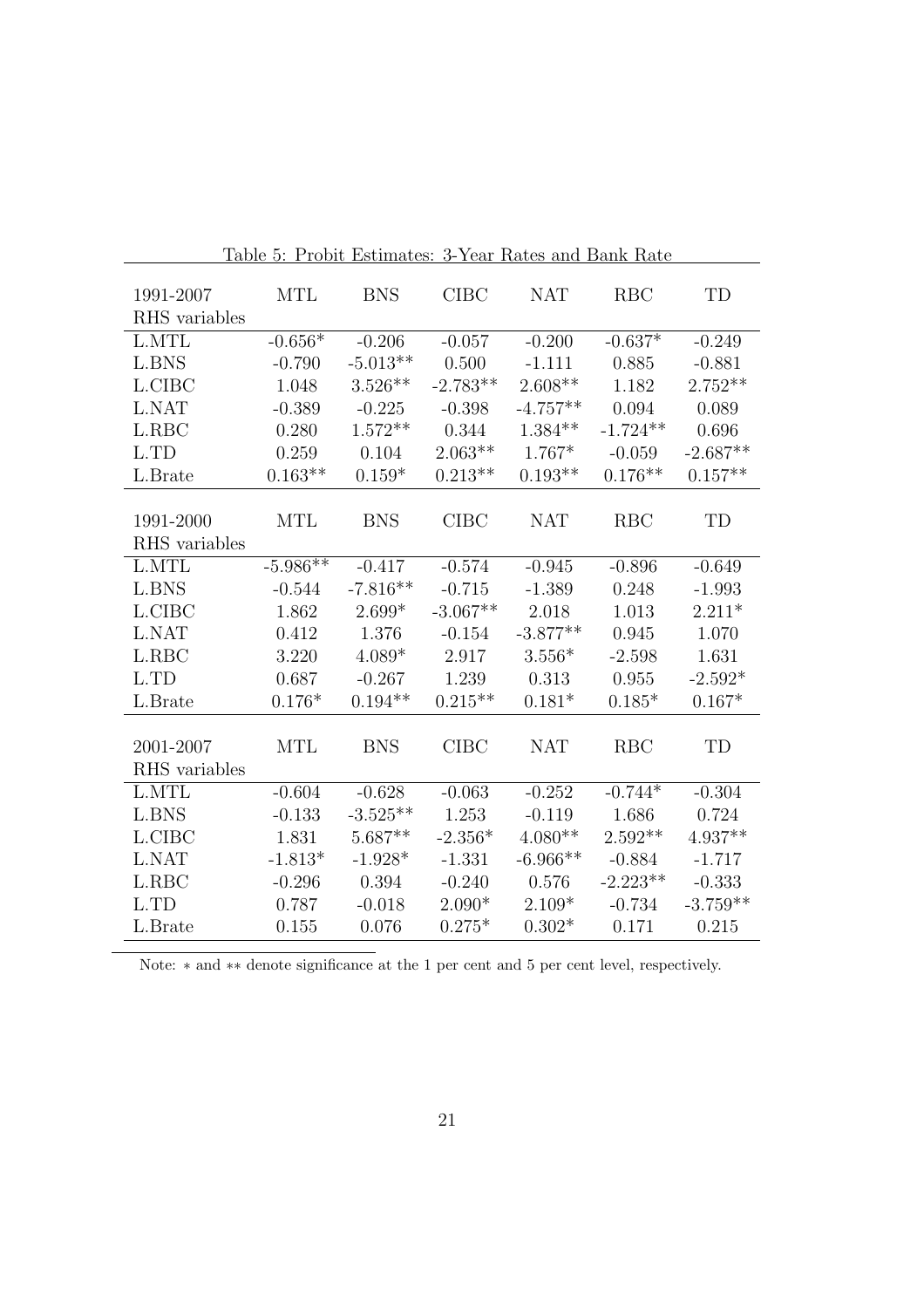Table 5: Probit Estimates: 3-Year Rates and Bank Rate

| 1991-2007<br>RHS variables | MTL | BNS | CIBC | NAT | RBC | TD |
|---|---|---|---|---|---|---|
| L.MTL | -0.656* | -0.206 | -0.057 | -0.200 | -0.637* | -0.249 |
| L.BNS | -0.790 | -5.013** | 0.500 | -1.111 | 0.885 | -0.881 |
| L.CIBC | 1.048 | 3.526** | -2.783** | 2.608** | 1.182 | 2.752** |
| L.NAT | -0.389 | -0.225 | -0.398 | -4.757** | 0.094 | 0.089 |
| L.RBC | 0.280 | 1.572** | 0.344 | 1.384** | -1.724** | 0.696 |
| L.TD | 0.259 | 0.104 | 2.063** | 1.767* | -0.059 | -2.687** |
| L.Brate | 0.163** | 0.159* | 0.213** | 0.193** | 0.176** | 0.157** |
| **1991-2000<br>RHS variables** | **MTL** | **BNS** | **CIBC** | **NAT** | **RBC** | **TD** |
| L.MTL | -5.986** | -0.417 | -0.574 | -0.945 | -0.896 | -0.649 |
| L.BNS | -0.544 | -7.816** | -0.715 | -1.389 | 0.248 | -1.993 |
| L.CIBC | 1.862 | 2.699* | -3.067** | 2.018 | 1.013 | 2.211* |
| L.NAT | 0.412 | 1.376 | -0.154 | -3.877** | 0.945 | 1.070 |
| L.RBC | 3.220 | 4.089* | 2.917 | 3.556* | -2.598 | 1.631 |
| L.TD | 0.687 | -0.267 | 1.239 | 0.313 | 0.955 | -2.592* |
| L.Brate | 0.176* | 0.194** | 0.215** | 0.181* | 0.185* | 0.167* |
| **2001-2007<br>RHS variables** | **MTL** | **BNS** | **CIBC** | **NAT** | **RBC** | **TD** |
| L.MTL | -0.604 | -0.628 | -0.063 | -0.252 | -0.744* | -0.304 |
| L.BNS | -0.133 | -3.525** | 1.253 | -0.119 | 1.686 | 0.724 |
| L.CIBC | 1.831 | 5.687** | -2.356* | 4.080** | 2.592** | 4.937** |
| L.NAT | -1.813* | -1.928* | -1.331 | -6.966** | -0.884 | -1.717 |
| L.RBC | -0.296 | 0.394 | -0.240 | 0.576 | -2.223** | -0.333 |
| L.TD | 0.787 | -0.018 | 2.090* | 2.109* | -0.734 | -3.759** |
| L.Brate | 0.155 | 0.076 | 0.275* | 0.302* | 0.171 | 0.215 |

Note: * and ** denote significance at the 1 per cent and 5 per cent level, respectively.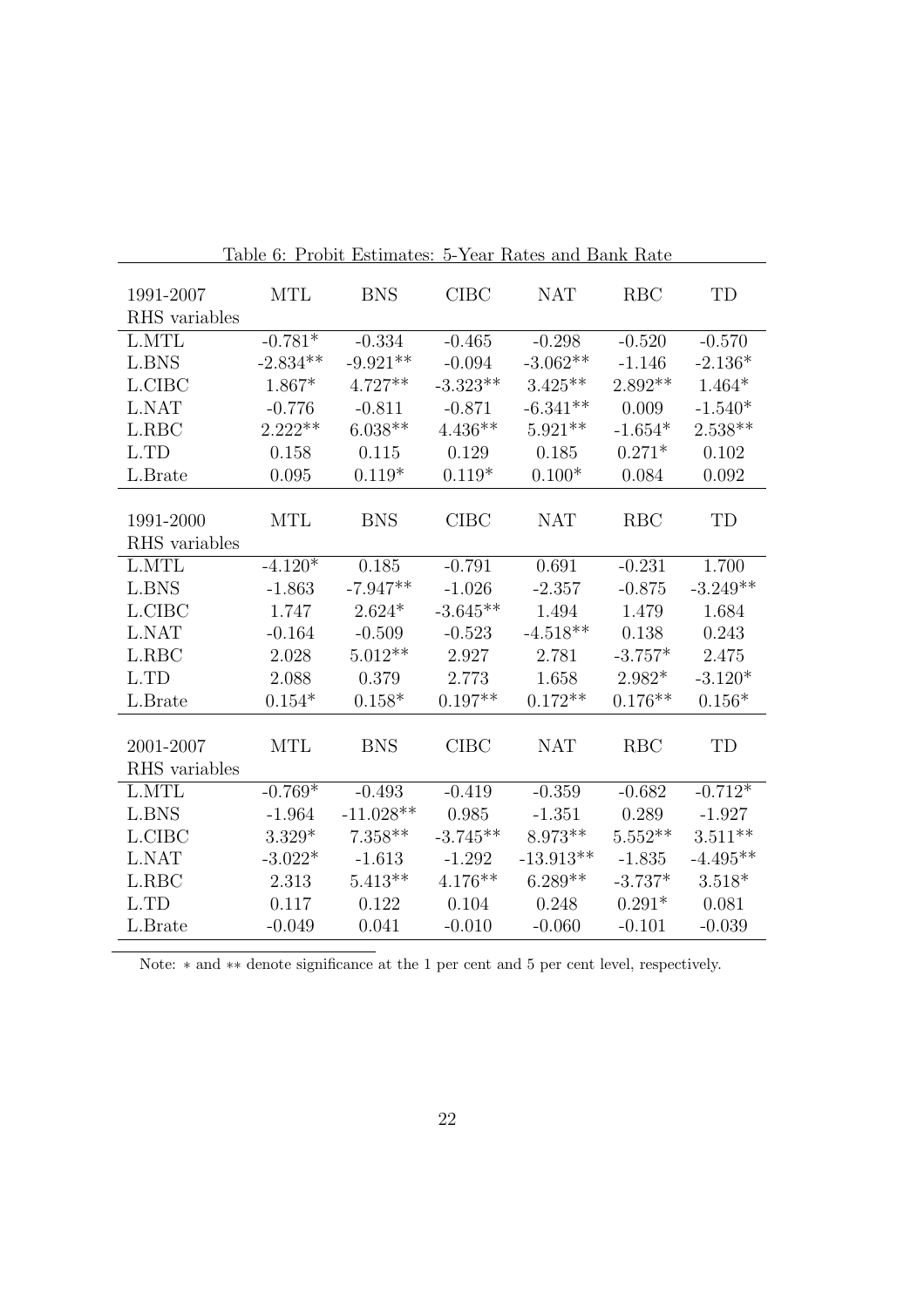Table 6: Probit Estimates: 5-Year Rates and Bank Rate

| 1991-2007<br>RHS variables | MTL | BNS | CIBC | NAT | RBC | TD |
|---|---|---|---|---|---|---|
| L.MTL | -0.781* | -0.334 | -0.465 | -0.298 | -0.520 | -0.570 |
| L.BNS | -2.834** | -9.921** | -0.094 | -3.062** | -1.146 | -2.136* |
| L.CIBC | 1.867* | 4.727** | -3.323** | 3.425** | 2.892** | 1.464* |
| L.NAT | -0.776 | -0.811 | -0.871 | -6.341** | 0.009 | -1.540* |
| L.RBC | 2.222** | 6.038** | 4.436** | 5.921** | -1.654* | 2.538** |
| L.TD | 0.158 | 0.115 | 0.129 | 0.185 | 0.271* | 0.102 |
| L.Brate | 0.095 | 0.119* | 0.119* | 0.100* | 0.084 | 0.092 |
| **1991-2000<br>RHS variables** | **MTL** | **BNS** | **CIBC** | **NAT** | **RBC** | **TD** |
| L.MTL | -4.120* | 0.185 | -0.791 | 0.691 | -0.231 | 1.700 |
| L.BNS | -1.863 | -7.947** | -1.026 | -2.357 | -0.875 | -3.249** |
| L.CIBC | 1.747 | 2.624* | -3.645** | 1.494 | 1.479 | 1.684 |
| L.NAT | -0.164 | -0.509 | -0.523 | -4.518** | 0.138 | 0.243 |
| L.RBC | 2.028 | 5.012** | 2.927 | 2.781 | -3.757* | 2.475 |
| L.TD | 2.088 | 0.379 | 2.773 | 1.658 | 2.982* | -3.120* |
| L.Brate | 0.154* | 0.158* | 0.197** | 0.172** | 0.176** | 0.156* |
| **2001-2007<br>RHS variables** | **MTL** | **BNS** | **CIBC** | **NAT** | **RBC** | **TD** |
| L.MTL | -0.769* | -0.493 | -0.419 | -0.359 | -0.682 | -0.712* |
| L.BNS | -1.964 | -11.028** | 0.985 | -1.351 | 0.289 | -1.927 |
| L.CIBC | 3.329* | 7.358** | -3.745** | 8.973** | 5.552** | 3.511** |
| L.NAT | -3.022* | -1.613 | -1.292 | -13.913** | -1.835 | -4.495** |
| L.RBC | 2.313 | 5.413** | 4.176** | 6.289** | -3.737* | 3.518* |
| L.TD | 0.117 | 0.122 | 0.104 | 0.248 | 0.291* | 0.081 |
| L.Brate | -0.049 | 0.041 | -0.010 | -0.060 | -0.101 | -0.039 |

Note: $*$ and $**$ denote significance at the 1 per cent and 5 per cent level, respectively.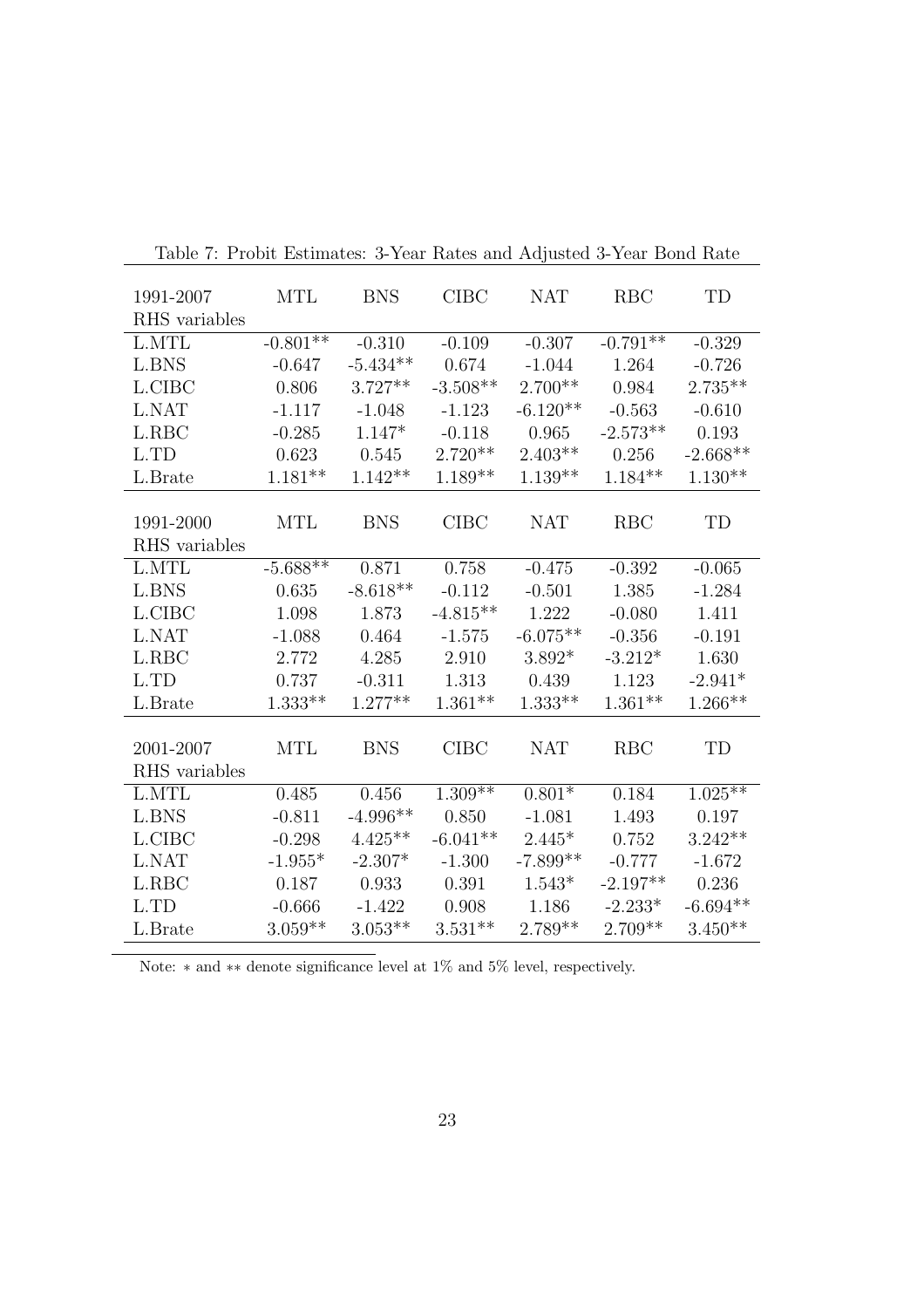Table 7: Probit Estimates: 3-Year Rates and Adjusted 3-Year Bond Rate

| 1991-2007 RHS variables | MTL | BNS | CIBC | NAT | RBC | TD |
|---|---|---|---|---|---|---|
| L.MTL | -0.801** | -0.310 | -0.109 | -0.307 | -0.791** | -0.329 |
| L.BNS | -0.647 | -5.434** | 0.674 | -1.044 | 1.264 | -0.726 |
| L.CIBC | 0.806 | 3.727** | -3.508** | 2.700** | 0.984 | 2.735** |
| L.NAT | -1.117 | -1.048 | -1.123 | -6.120** | -0.563 | -0.610 |
| L.RBC | -0.285 | 1.147* | -0.118 | 0.965 | -2.573** | 0.193 |
| L.TD | 0.623 | 0.545 | 2.720** | 2.403** | 0.256 | -2.668** |
| L.Brate | 1.181** | 1.142** | 1.189** | 1.139** | 1.184** | 1.130** |

| 1991-2000 RHS variables | MTL | BNS | CIBC | NAT | RBC | TD |
|---|---|---|---|---|---|---|
| L.MTL | -5.688** | 0.871 | 0.758 | -0.475 | -0.392 | -0.065 |
| L.BNS | 0.635 | -8.618** | -0.112 | -0.501 | 1.385 | -1.284 |
| L.CIBC | 1.098 | 1.873 | -4.815** | 1.222 | -0.080 | 1.411 |
| L.NAT | -1.088 | 0.464 | -1.575 | -6.075** | -0.356 | -0.191 |
| L.RBC | 2.772 | 4.285 | 2.910 | 3.892* | -3.212* | 1.630 |
| L.TD | 0.737 | -0.311 | 1.313 | 0.439 | 1.123 | -2.941* |
| L.Brate | 1.333** | 1.277** | 1.361** | 1.333** | 1.361** | 1.266** |

| 2001-2007 RHS variables | MTL | BNS | CIBC | NAT | RBC | TD |
|---|---|---|---|---|---|---|
| L.MTL | 0.485 | 0.456 | 1.309** | 0.801* | 0.184 | 1.025** |
| L.BNS | -0.811 | -4.996** | 0.850 | -1.081 | 1.493 | 0.197 |
| L.CIBC | -0.298 | 4.425** | -6.041** | 2.445* | 0.752 | 3.242** |
| L.NAT | -1.955* | -2.307* | -1.300 | -7.899** | -0.777 | -1.672 |
| L.RBC | 0.187 | 0.933 | 0.391 | 1.543* | -2.197** | 0.236 |
| L.TD | -0.666 | -1.422 | 0.908 | 1.186 | -2.233* | -6.694** |
| L.Brate | 3.059** | 3.053** | 3.531** | 2.789** | 2.709** | 3.450** |

Note: * and ** denote significance level at 1% and 5% level, respectively.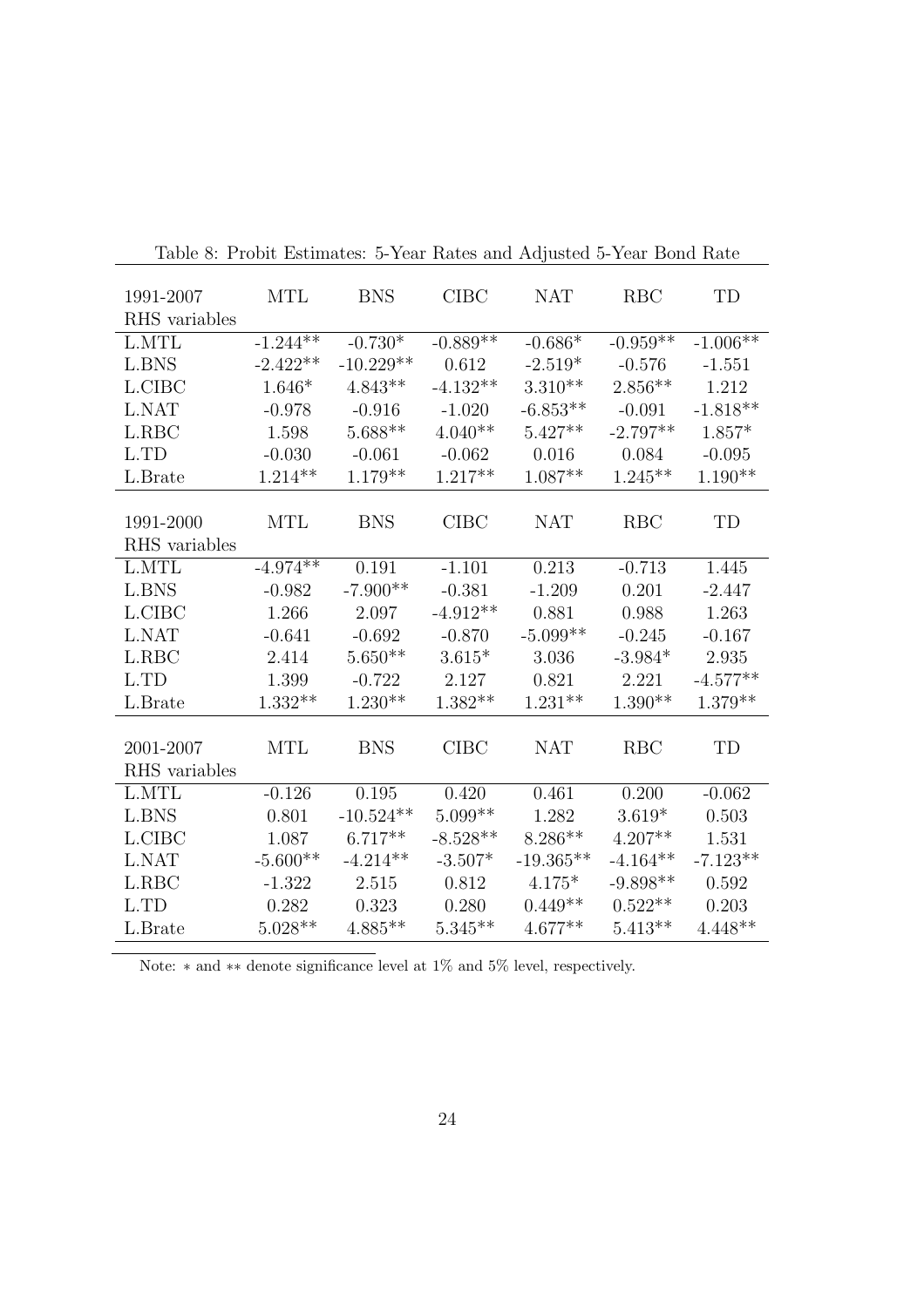Table 8: Probit Estimates: 5-Year Rates and Adjusted 5-Year Bond Rate

| 1991-2007 RHS variables | MTL | BNS | CIBC | NAT | RBC | TD |
|---|---|---|---|---|---|---|
| L.MTL | -1.244** | -0.730* | -0.889** | -0.686* | -0.959** | -1.006** |
| L.BNS | -2.422** | -10.229** | 0.612 | -2.519* | -0.576 | -1.551 |
| L.CIBC | 1.646* | 4.843** | -4.132** | 3.310** | 2.856** | 1.212 |
| L.NAT | -0.978 | -0.916 | -1.020 | -6.853** | -0.091 | -1.818** |
| L.RBC | 1.598 | 5.688** | 4.040** | 5.427** | -2.797** | 1.857* |
| L.TD | -0.030 | -0.061 | -0.062 | 0.016 | 0.084 | -0.095 |
| L.Brate | 1.214** | 1.179** | 1.217** | 1.087** | 1.245** | 1.190** |
| **1991-2000 RHS variables** | **MTL** | **BNS** | **CIBC** | **NAT** | **RBC** | **TD** |
| L.MTL | -4.974** | 0.191 | -1.101 | 0.213 | -0.713 | 1.445 |
| L.BNS | -0.982 | -7.900** | -0.381 | -1.209 | 0.201 | -2.447 |
| L.CIBC | 1.266 | 2.097 | -4.912** | 0.881 | 0.988 | 1.263 |
| L.NAT | -0.641 | -0.692 | -0.870 | -5.099** | -0.245 | -0.167 |
| L.RBC | 2.414 | 5.650** | 3.615* | 3.036 | -3.984* | 2.935 |
| L.TD | 1.399 | -0.722 | 2.127 | 0.821 | 2.221 | -4.577** |
| L.Brate | 1.332** | 1.230** | 1.382** | 1.231** | 1.390** | 1.379** |
| **2001-2007 RHS variables** | **MTL** | **BNS** | **CIBC** | **NAT** | **RBC** | **TD** |
| L.MTL | -0.126 | 0.195 | 0.420 | 0.461 | 0.200 | -0.062 |
| L.BNS | 0.801 | -10.524** | 5.099** | 1.282 | 3.619* | 0.503 |
| L.CIBC | 1.087 | 6.717** | -8.528** | 8.286** | 4.207** | 1.531 |
| L.NAT | -5.600** | -4.214** | -3.507* | -19.365** | -4.164** | -7.123** |
| L.RBC | -1.322 | 2.515 | 0.812 | 4.175* | -9.898** | 0.592 |
| L.TD | 0.282 | 0.323 | 0.280 | 0.449** | 0.522** | 0.203 |
| L.Brate | 5.028** | 4.885** | 5.345** | 4.677** | 5.413** | 4.448** |

Note: * and ** denote significance level at 1% and 5% level, respectively.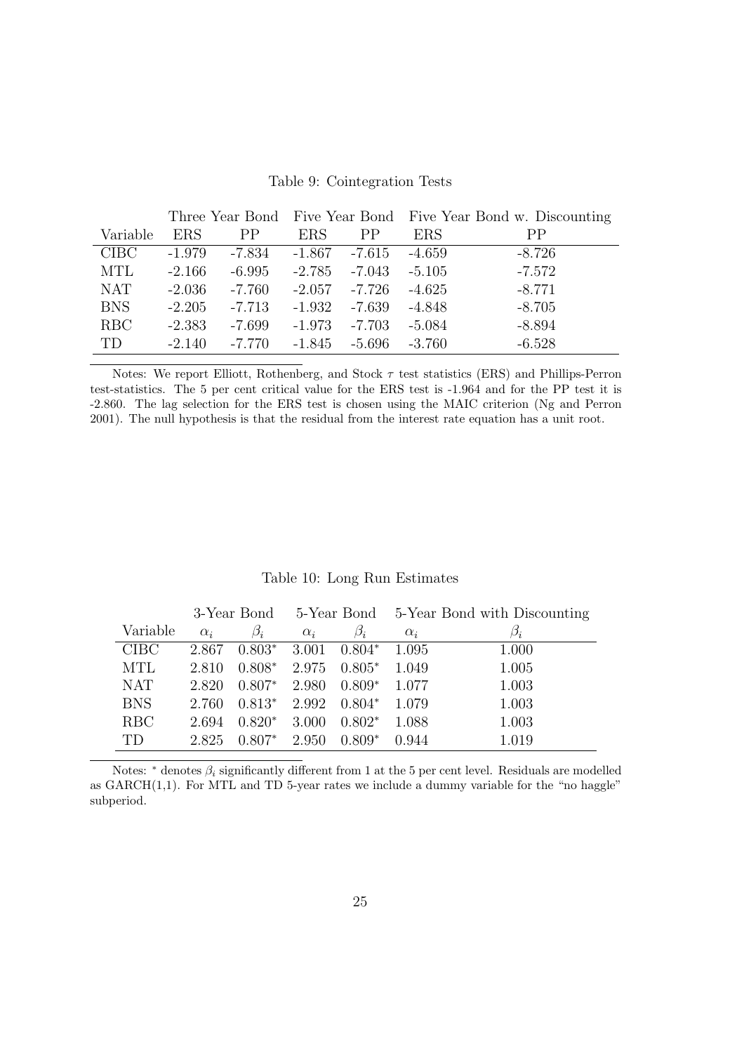Table 9: Cointegration Tests

| | Three Year Bond | | Five Year Bond | | Five Year Bond w. Discounting | |
|---|---|---|---|---|---|---|
| Variable | ERS | PP | ERS | PP | ERS | PP |
| CIBC | -1.979 | -7.834 | -1.867 | -7.615 | -4.659 | -8.726 |
| MTL | -2.166 | -6.995 | -2.785 | -7.043 | -5.105 | -7.572 |
| NAT | -2.036 | -7.760 | -2.057 | -7.726 | -4.625 | -8.771 |
| BNS | -2.205 | -7.713 | -1.932 | -7.639 | -4.848 | -8.705 |
| RBC | -2.383 | -7.699 | -1.973 | -7.703 | -5.084 | -8.894 |
| TD | -2.140 | -7.770 | -1.845 | -5.696 | -3.760 | -6.528 |

Notes: We report Elliott, Rothenberg, and Stock $\tau$ test statistics (ERS) and Phillips-Perron test-statistics. The 5 per cent critical value for the ERS test is -1.964 and for the PP test it is -2.860. The lag selection for the ERS test is chosen using the MAIC criterion (Ng and Perron 2001). The null hypothesis is that the residual from the interest rate equation has a unit root.

Table 10: Long Run Estimates

| | 3-Year Bond | | 5-Year Bond | | 5-Year Bond with Discounting | |
|---|---|---|---|---|---|---|
| Variable | $\alpha_i$ | $\beta_i$ | $\alpha_i$ | $\beta_i$ | $\alpha_i$ | $\beta_i$ |
| CIBC | 2.867 | $0.803^*$ | 3.001 | $0.804^*$ | 1.095 | 1.000 |
| MTL | 2.810 | $0.808^*$ | 2.975 | $0.805^*$ | 1.049 | 1.005 |
| NAT | 2.820 | $0.807^*$ | 2.980 | $0.809^*$ | 1.077 | 1.003 |
| BNS | 2.760 | $0.813^*$ | 2.992 | $0.804^*$ | 1.079 | 1.003 |
| RBC | 2.694 | $0.820^*$ | 3.000 | $0.802^*$ | 1.088 | 1.003 |
| TD | 2.825 | $0.807^*$ | 2.950 | $0.809^*$ | 0.944 | 1.019 |

Notes: $^*$ denotes $\beta_i$ significantly different from 1 at the 5 per cent level. Residuals are modelled as GARCH(1,1). For MTL and TD 5-year rates we include a dummy variable for the "no haggle" subperiod.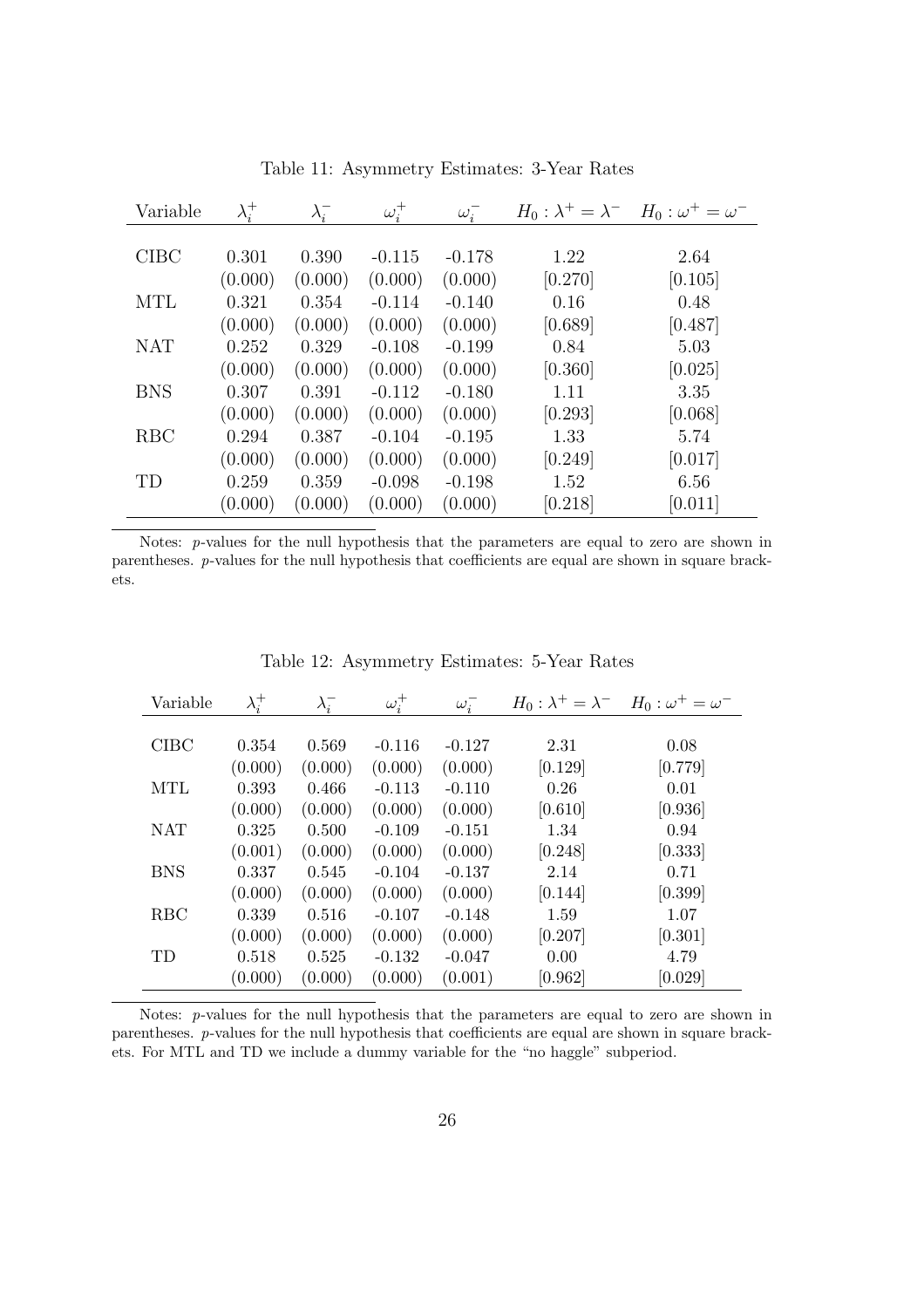Table 11: Asymmetry Estimates: 3-Year Rates

| Variable | $\lambda_i^+$ | $\lambda_i^-$ | $\omega_i^+$ | $\omega_i^-$ | $H_0: \lambda^+ = \lambda^-$ | $H_0: \omega^+ = \omega^-$ |
|---|---|---|---|---|---|---|
| CIBC | 0.301 | 0.390 | -0.115 | -0.178 | 1.22 | 2.64 |
| | (0.000) | (0.000) | (0.000) | (0.000) | [0.270] | [0.105] |
| MTL | 0.321 | 0.354 | -0.114 | -0.140 | 0.16 | 0.48 |
| | (0.000) | (0.000) | (0.000) | (0.000) | [0.689] | [0.487] |
| NAT | 0.252 | 0.329 | -0.108 | -0.199 | 0.84 | 5.03 |
| | (0.000) | (0.000) | (0.000) | (0.000) | [0.360] | [0.025] |
| BNS | 0.307 | 0.391 | -0.112 | -0.180 | 1.11 | 3.35 |
| | (0.000) | (0.000) | (0.000) | (0.000) | [0.293] | [0.068] |
| RBC | 0.294 | 0.387 | -0.104 | -0.195 | 1.33 | 5.74 |
| | (0.000) | (0.000) | (0.000) | (0.000) | [0.249] | [0.017] |
| TD | 0.259 | 0.359 | -0.098 | -0.198 | 1.52 | 6.56 |
| | (0.000) | (0.000) | (0.000) | (0.000) | [0.218] | [0.011] |

Notes: $p$-values for the null hypothesis that the parameters are equal to zero are shown in parentheses. $p$-values for the null hypothesis that coefficients are equal are shown in square brackets.

Table 12: Asymmetry Estimates: 5-Year Rates

| Variable | $\lambda_i^+$ | $\lambda_i^-$ | $\omega_i^+$ | $\omega_i^-$ | $H_0: \lambda^+ = \lambda^-$ | $H_0: \omega^+ = \omega^-$ |
|---|---|---|---|---|---|---|
| CIBC | 0.354 | 0.569 | -0.116 | -0.127 | 2.31 | 0.08 |
| | (0.000) | (0.000) | (0.000) | (0.000) | [0.129] | [0.779] |
| MTL | 0.393 | 0.466 | -0.113 | -0.110 | 0.26 | 0.01 |
| | (0.000) | (0.000) | (0.000) | (0.000) | [0.610] | [0.936] |
| NAT | 0.325 | 0.500 | -0.109 | -0.151 | 1.34 | 0.94 |
| | (0.001) | (0.000) | (0.000) | (0.000) | [0.248] | [0.333] |
| BNS | 0.337 | 0.545 | -0.104 | -0.137 | 2.14 | 0.71 |
| | (0.000) | (0.000) | (0.000) | (0.000) | [0.144] | [0.399] |
| RBC | 0.339 | 0.516 | -0.107 | -0.148 | 1.59 | 1.07 |
| | (0.000) | (0.000) | (0.000) | (0.000) | [0.207] | [0.301] |
| TD | 0.518 | 0.525 | -0.132 | -0.047 | 0.00 | 4.79 |
| | (0.000) | (0.000) | (0.000) | (0.001) | [0.962] | [0.029] |

Notes: $p$-values for the null hypothesis that the parameters are equal to zero are shown in parentheses. $p$-values for the null hypothesis that coefficients are equal are shown in square brackets. For MTL and TD we include a dummy variable for the "no haggle" subperiod.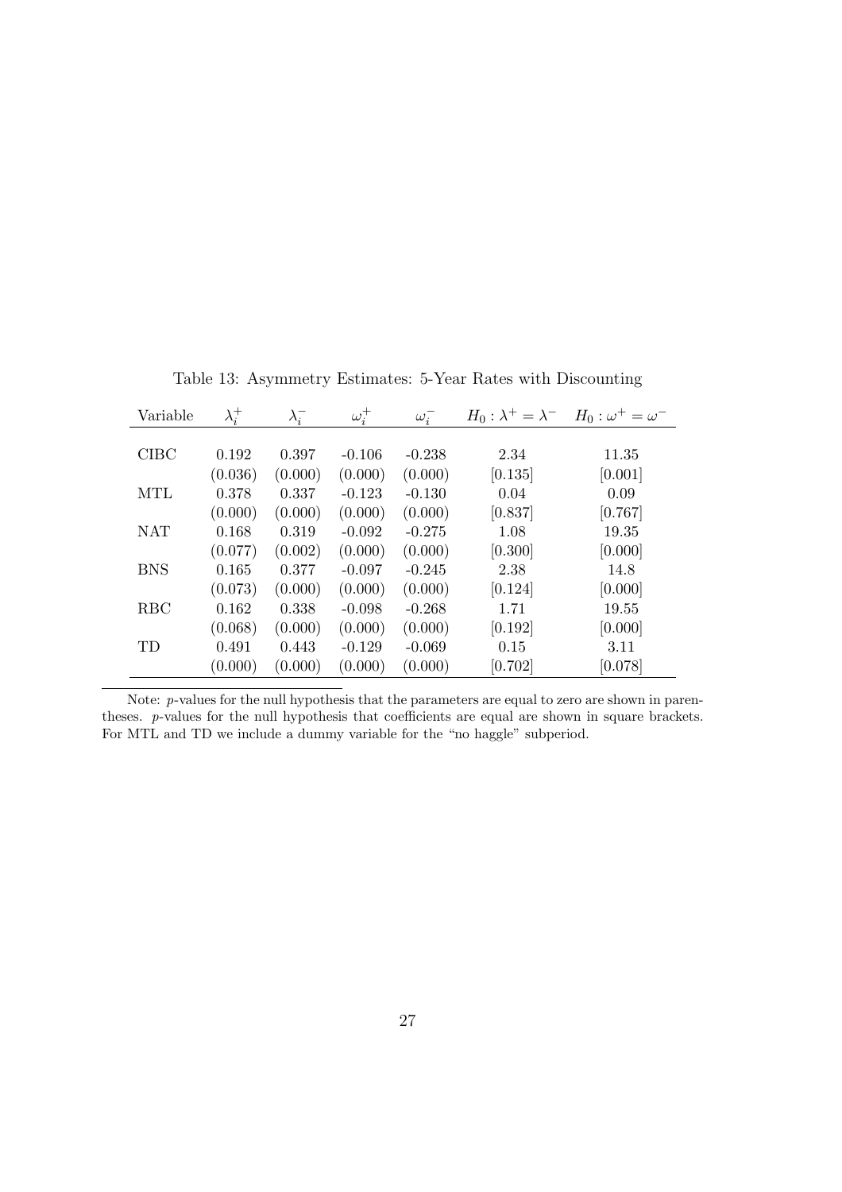Table 13: Asymmetry Estimates: 5-Year Rates with Discounting

| Variable | $\lambda_i^+$ | $\lambda_i^-$ | $\omega_i^+$ | $\omega_i^-$ | $H_0 : \lambda^+ = \lambda^-$ | $H_0 : \omega^+ = \omega^-$ |
|---|---|---|---|---|---|---|
| CIBC | 0.192 | 0.397 | -0.106 | -0.238 | 2.34 | 11.35 |
| | (0.036) | (0.000) | (0.000) | (0.000) | [0.135] | [0.001] |
| MTL | 0.378 | 0.337 | -0.123 | -0.130 | 0.04 | 0.09 |
| | (0.000) | (0.000) | (0.000) | (0.000) | [0.837] | [0.767] |
| NAT | 0.168 | 0.319 | -0.092 | -0.275 | 1.08 | 19.35 |
| | (0.077) | (0.002) | (0.000) | (0.000) | [0.300] | [0.000] |
| BNS | 0.165 | 0.377 | -0.097 | -0.245 | 2.38 | 14.8 |
| | (0.073) | (0.000) | (0.000) | (0.000) | [0.124] | [0.000] |
| RBC | 0.162 | 0.338 | -0.098 | -0.268 | 1.71 | 19.55 |
| | (0.068) | (0.000) | (0.000) | (0.000) | [0.192] | [0.000] |
| TD | 0.491 | 0.443 | -0.129 | -0.069 | 0.15 | 3.11 |
| | (0.000) | (0.000) | (0.000) | (0.000) | [0.702] | [0.078] |

Note: $p$-values for the null hypothesis that the parameters are equal to zero are shown in parentheses. $p$-values for the null hypothesis that coefficients are equal are shown in square brackets. For MTL and TD we include a dummy variable for the "no haggle" subperiod.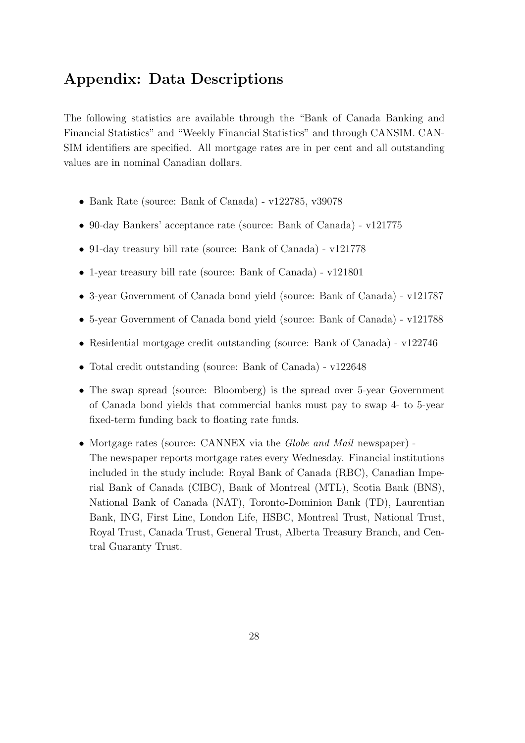## Appendix: Data Descriptions

The following statistics are available through the "Bank of Canada Banking and Financial Statistics" and "Weekly Financial Statistics" and through CANSIM. CANSIM identifiers are specified. All mortgage rates are in per cent and all outstanding values are in nominal Canadian dollars.

- Bank Rate (source: Bank of Canada) - v122785, v39078
- 90-day Bankers' acceptance rate (source: Bank of Canada) - v121775
- 91-day treasury bill rate (source: Bank of Canada) - v121778
- 1-year treasury bill rate (source: Bank of Canada) - v121801
- 3-year Government of Canada bond yield (source: Bank of Canada) - v121787
- 5-year Government of Canada bond yield (source: Bank of Canada) - v121788
- Residential mortgage credit outstanding (source: Bank of Canada) - v122746
- Total credit outstanding (source: Bank of Canada) - v122648
- The swap spread (source: Bloomberg) is the spread over 5-year Government of Canada bond yields that commercial banks must pay to swap 4- to 5-year fixed-term funding back to floating rate funds.
- Mortgage rates (source: CANNEX via the *Globe and Mail* newspaper) - The newspaper reports mortgage rates every Wednesday. Financial institutions included in the study include: Royal Bank of Canada (RBC), Canadian Imperial Bank of Canada (CIBC), Bank of Montreal (MTL), Scotia Bank (BNS), National Bank of Canada (NAT), Toronto-Dominion Bank (TD), Laurentian Bank, ING, First Line, London Life, HSBC, Montreal Trust, National Trust, Royal Trust, Canada Trust, General Trust, Alberta Treasury Branch, and Central Guaranty Trust.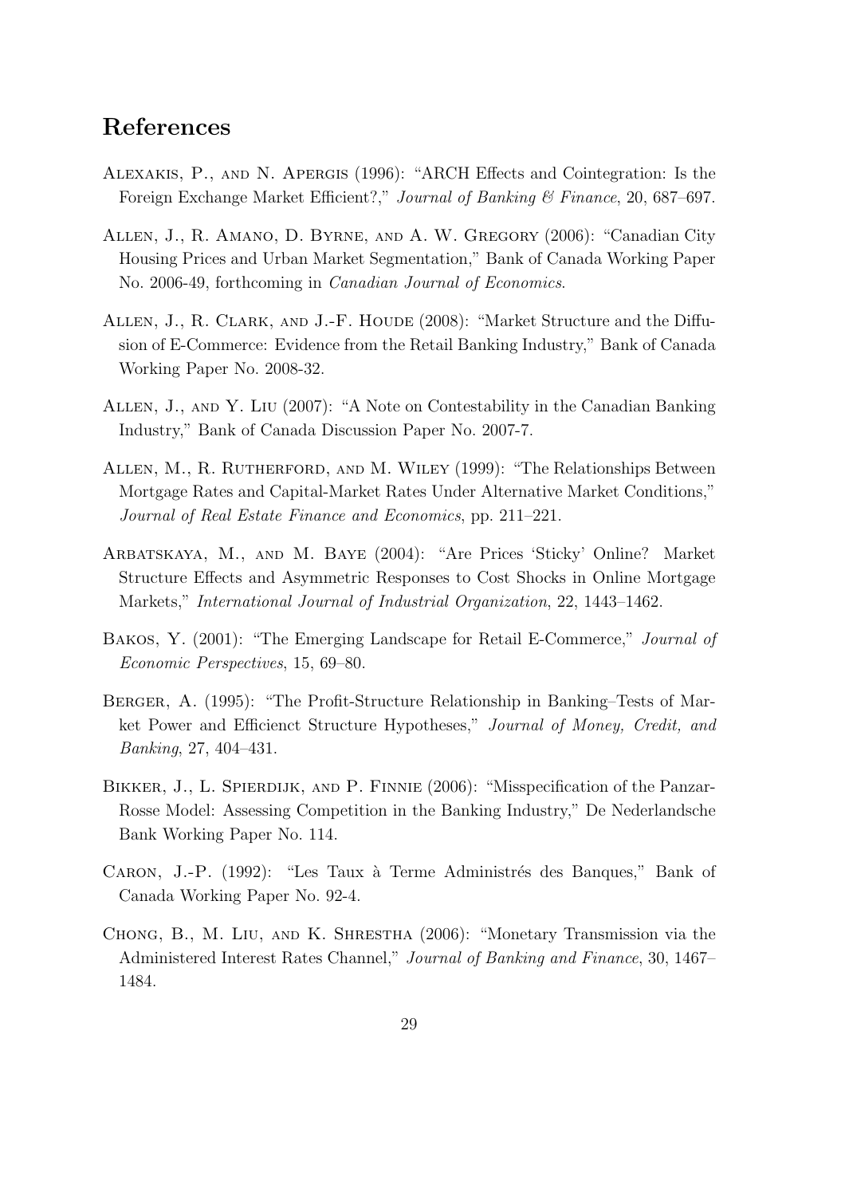## References

Alexakis, P., and N. Apergis (1996): "ARCH Effects and Cointegration: Is the Foreign Exchange Market Efficient?," *Journal of Banking & Finance*, 20, 687–697.

Allen, J., R. Amano, D. Byrne, and A. W. Gregory (2006): "Canadian City Housing Prices and Urban Market Segmentation," Bank of Canada Working Paper No. 2006-49, forthcoming in *Canadian Journal of Economics*.

Allen, J., R. Clark, and J.-F. Houde (2008): "Market Structure and the Diffusion of E-Commerce: Evidence from the Retail Banking Industry," Bank of Canada Working Paper No. 2008-32.

Allen, J., and Y. Liu (2007): "A Note on Contestability in the Canadian Banking Industry," Bank of Canada Discussion Paper No. 2007-7.

Allen, M., R. Rutherford, and M. Wiley (1999): "The Relationships Between Mortgage Rates and Capital-Market Rates Under Alternative Market Conditions," *Journal of Real Estate Finance and Economics*, pp. 211–221.

Arbatskaya, M., and M. Baye (2004): "Are Prices 'Sticky' Online? Market Structure Effects and Asymmetric Responses to Cost Shocks in Online Mortgage Markets," *International Journal of Industrial Organization*, 22, 1443–1462.

Bakos, Y. (2001): "The Emerging Landscape for Retail E-Commerce," *Journal of Economic Perspectives*, 15, 69–80.

Berger, A. (1995): "The Profit-Structure Relationship in Banking–Tests of Market Power and Efficienct Structure Hypotheses," *Journal of Money, Credit, and Banking*, 27, 404–431.

Bikker, J., L. Spierdijk, and P. Finnie (2006): "Misspecification of the Panzar-Rosse Model: Assessing Competition in the Banking Industry," De Nederlandsche Bank Working Paper No. 114.

Caron, J.-P. (1992): "Les Taux à Terme Administrés des Banques," Bank of Canada Working Paper No. 92-4.

Chong, B., M. Liu, and K. Shrestha (2006): "Monetary Transmission via the Administered Interest Rates Channel," *Journal of Banking and Finance*, 30, 1467–1484.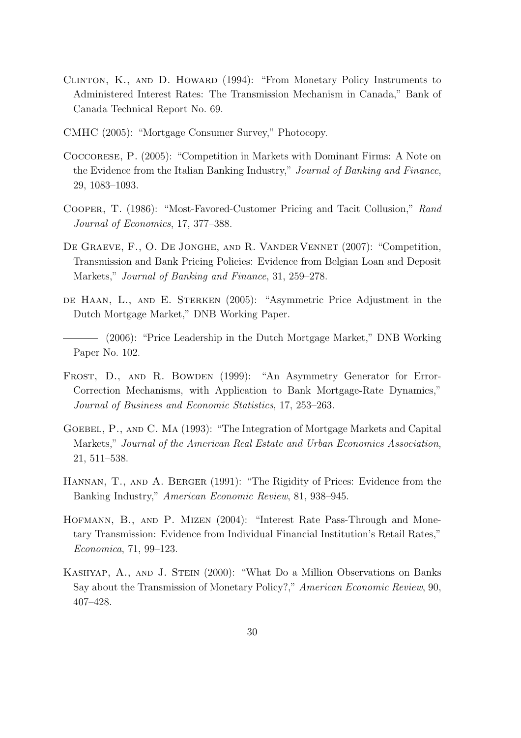Clinton, K., and D. Howard (1994): "From Monetary Policy Instruments to Administered Interest Rates: The Transmission Mechanism in Canada," Bank of Canada Technical Report No. 69.

CMHC (2005): "Mortgage Consumer Survey," Photocopy.

Coccorese, P. (2005): "Competition in Markets with Dominant Firms: A Note on the Evidence from the Italian Banking Industry," *Journal of Banking and Finance*, 29, 1083–1093.

Cooper, T. (1986): "Most-Favored-Customer Pricing and Tacit Collusion," *Rand Journal of Economics*, 17, 377–388.

De Graeve, F., O. De Jonghe, and R. Vander Vennet (2007): "Competition, Transmission and Bank Pricing Policies: Evidence from Belgian Loan and Deposit Markets," *Journal of Banking and Finance*, 31, 259–278.

de Haan, L., and E. Sterken (2005): "Asymmetric Price Adjustment in the Dutch Mortgage Market," DNB Working Paper.

——— (2006): "Price Leadership in the Dutch Mortgage Market," DNB Working Paper No. 102.

Frost, D., and R. Bowden (1999): "An Asymmetry Generator for Error-Correction Mechanisms, with Application to Bank Mortgage-Rate Dynamics," *Journal of Business and Economic Statistics*, 17, 253–263.

Goebel, P., and C. Ma (1993): "The Integration of Mortgage Markets and Capital Markets," *Journal of the American Real Estate and Urban Economics Association*, 21, 511–538.

Hannan, T., and A. Berger (1991): "The Rigidity of Prices: Evidence from the Banking Industry," *American Economic Review*, 81, 938–945.

Hofmann, B., and P. Mizen (2004): "Interest Rate Pass-Through and Monetary Transmission: Evidence from Individual Financial Institution's Retail Rates," *Economica*, 71, 99–123.

Kashyap, A., and J. Stein (2000): "What Do a Million Observations on Banks Say about the Transmission of Monetary Policy?," *American Economic Review*, 90, 407–428.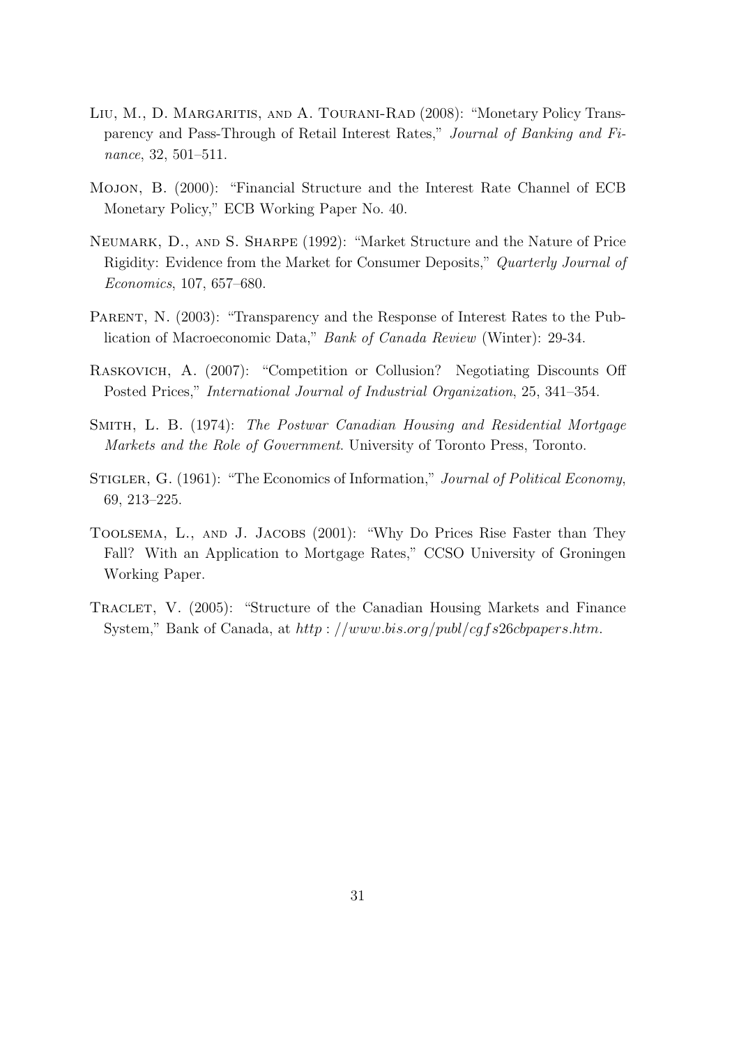Liu, M., D. Margaritis, and A. Tourani-Rad (2008): "Monetary Policy Transparency and Pass-Through of Retail Interest Rates," *Journal of Banking and Finance*, 32, 501–511.

Mojon, B. (2000): "Financial Structure and the Interest Rate Channel of ECB Monetary Policy," ECB Working Paper No. 40.

Neumark, D., and S. Sharpe (1992): "Market Structure and the Nature of Price Rigidity: Evidence from the Market for Consumer Deposits," *Quarterly Journal of Economics*, 107, 657–680.

Parent, N. (2003): "Transparency and the Response of Interest Rates to the Publication of Macroeconomic Data," *Bank of Canada Review* (Winter): 29-34.

Raskovich, A. (2007): "Competition or Collusion? Negotiating Discounts Off Posted Prices," *International Journal of Industrial Organization*, 25, 341–354.

Smith, L. B. (1974): *The Postwar Canadian Housing and Residential Mortgage Markets and the Role of Government*. University of Toronto Press, Toronto.

Stigler, G. (1961): "The Economics of Information," *Journal of Political Economy*, 69, 213–225.

Toolsema, L., and J. Jacobs (2001): "Why Do Prices Rise Faster than They Fall? With an Application to Mortgage Rates," CCSO University of Groningen Working Paper.

Traclet, V. (2005): "Structure of the Canadian Housing Markets and Finance System," Bank of Canada, at *http://www.bis.org/publ/cgfs26cbpapers.htm*.